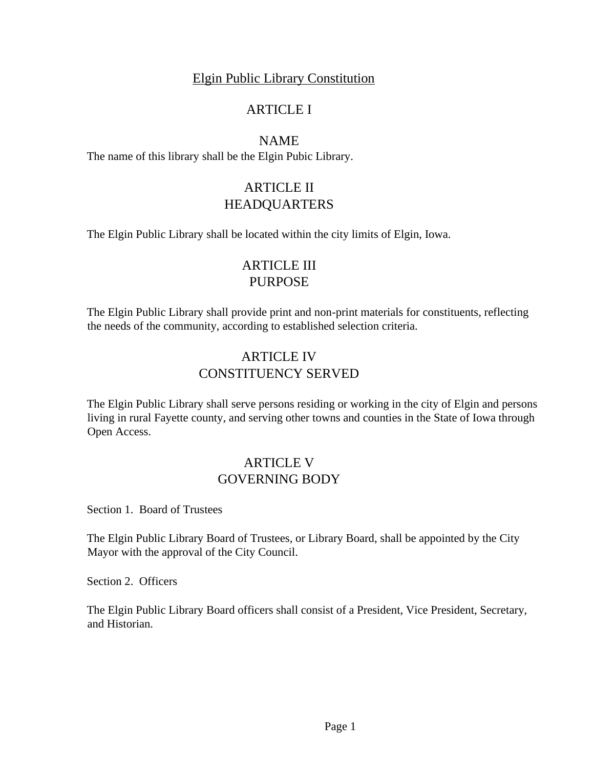# Elgin Public Library Constitution

## ARTICLE I

## NAME

The name of this library shall be the Elgin Pubic Library.

## ARTICLE II
## HEADQUARTERS

The Elgin Public Library shall be located within the city limits of Elgin, Iowa.

## ARTICLE III
## PURPOSE

The Elgin Public Library shall provide print and non-print materials for constituents, reflecting the needs of the community, according to established selection criteria.

## ARTICLE IV
## CONSTITUENCY SERVED

The Elgin Public Library shall serve persons residing or working in the city of Elgin and persons living in rural Fayette county, and serving other towns and counties in the State of Iowa through Open Access.

## ARTICLE V
## GOVERNING BODY

Section 1. Board of Trustees

The Elgin Public Library Board of Trustees, or Library Board, shall be appointed by the City Mayor with the approval of the City Council.

Section 2. Officers

The Elgin Public Library Board officers shall consist of a President, Vice President, Secretary, and Historian.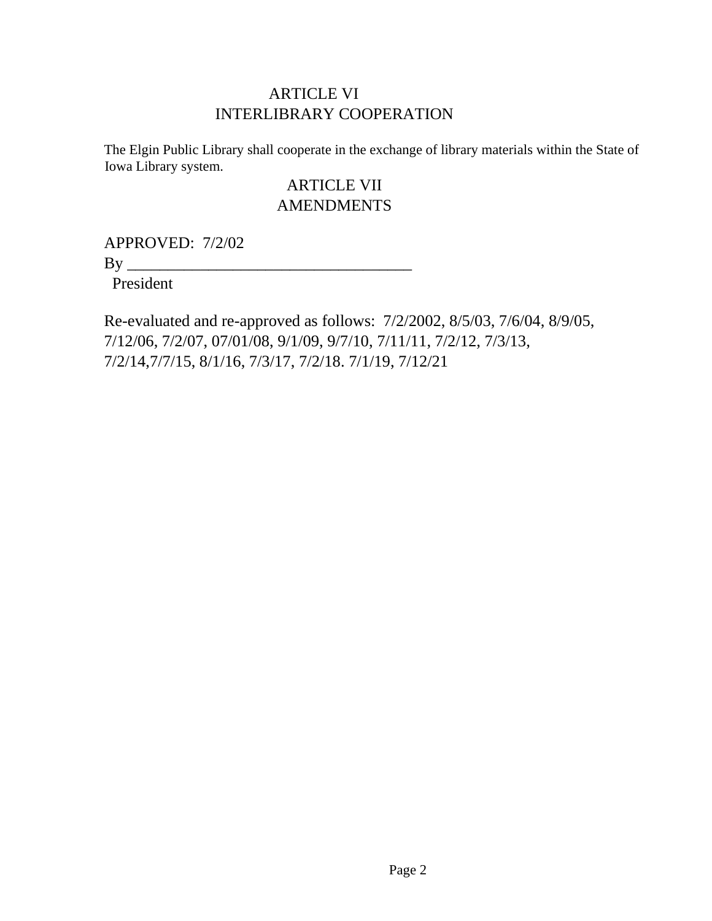## ARTICLE VI
## INTERLIBRARY COOPERATION

The Elgin Public Library shall cooperate in the exchange of library materials within the State of Iowa Library system.

## ARTICLE VII
## AMENDMENTS

APPROVED: 7/2/02

By ___________________________________

President

Re-evaluated and re-approved as follows: 7/2/2002, 8/5/03, 7/6/04, 8/9/05, 7/12/06, 7/2/07, 07/01/08, 9/1/09, 9/7/10, 7/11/11, 7/2/12, 7/3/13, 7/2/14,7/7/15, 8/1/16, 7/3/17, 7/2/18. 7/1/19, 7/12/21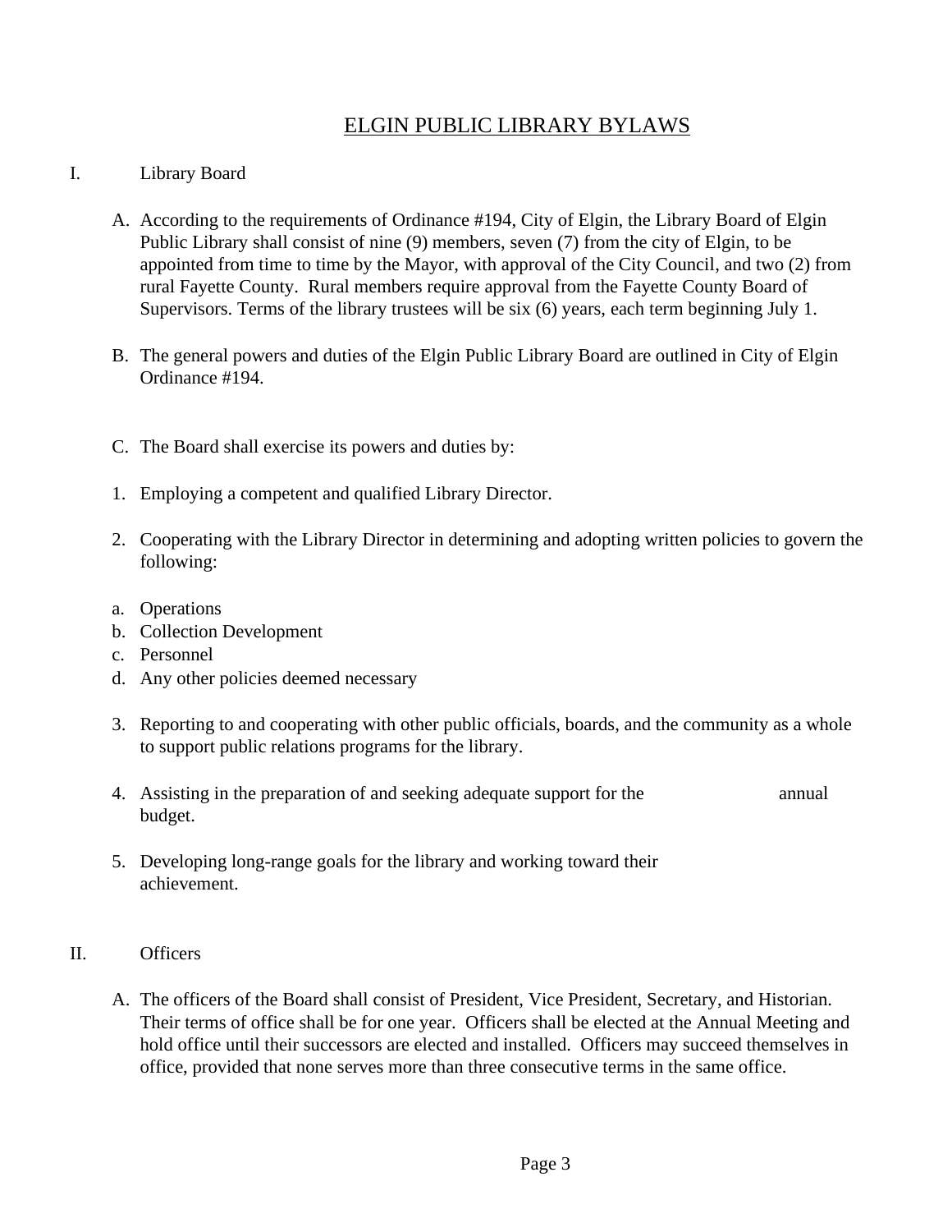# ELGIN PUBLIC LIBRARY BYLAWS

## I. Library Board

A. According to the requirements of Ordinance #194, City of Elgin, the Library Board of Elgin Public Library shall consist of nine (9) members, seven (7) from the city of Elgin, to be appointed from time to time by the Mayor, with approval of the City Council, and two (2) from rural Fayette County. Rural members require approval from the Fayette County Board of Supervisors. Terms of the library trustees will be six (6) years, each term beginning July 1.

B. The general powers and duties of the Elgin Public Library Board are outlined in City of Elgin Ordinance #194.

C. The Board shall exercise its powers and duties by:

1. Employing a competent and qualified Library Director.

2. Cooperating with the Library Director in determining and adopting written policies to govern the following:

   a. Operations
   b. Collection Development
   c. Personnel
   d. Any other policies deemed necessary

3. Reporting to and cooperating with other public officials, boards, and the community as a whole to support public relations programs for the library.

4. Assisting in the preparation of and seeking adequate support for the annual budget.

5. Developing long-range goals for the library and working toward their achievement.

## II. Officers

A. The officers of the Board shall consist of President, Vice President, Secretary, and Historian. Their terms of office shall be for one year. Officers shall be elected at the Annual Meeting and hold office until their successors are elected and installed. Officers may succeed themselves in office, provided that none serves more than three consecutive terms in the same office.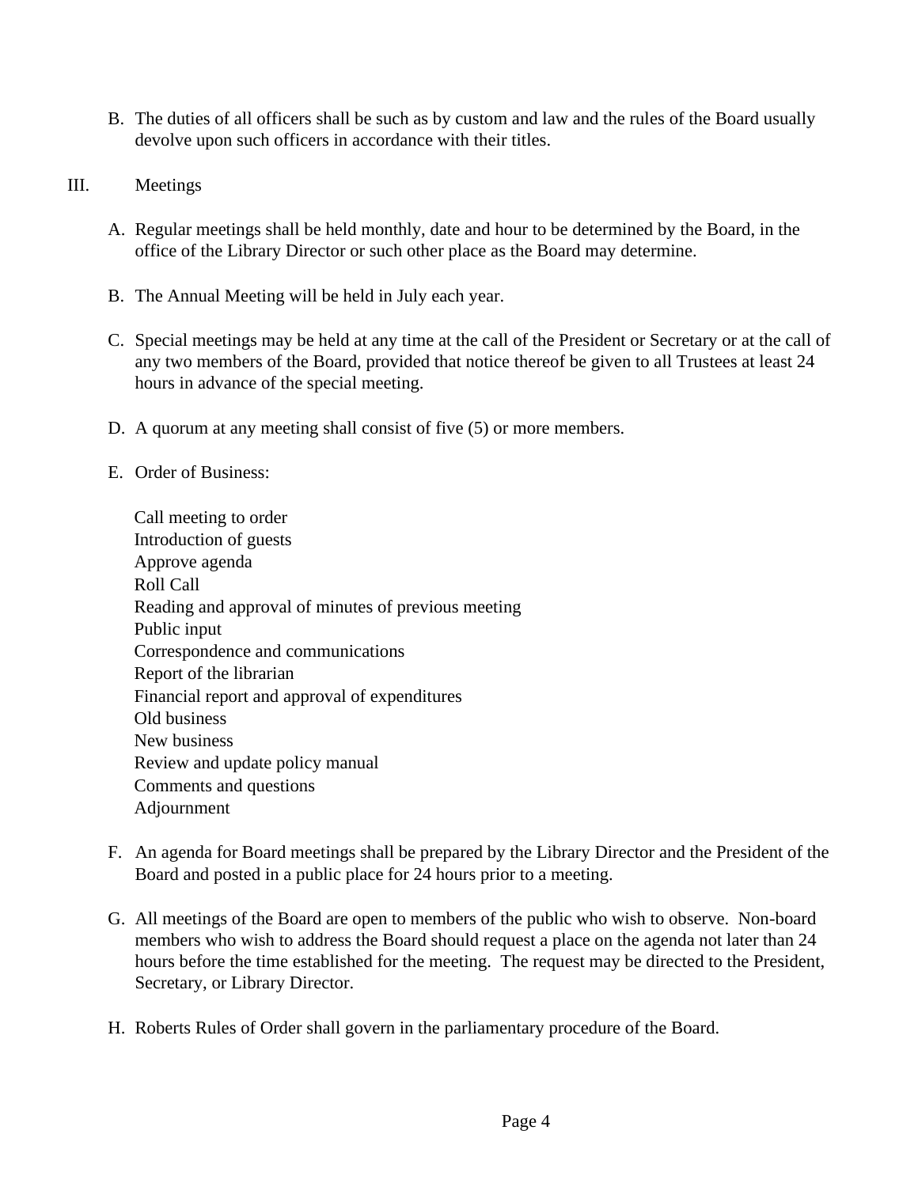B. The duties of all officers shall be such as by custom and law and the rules of the Board usually devolve upon such officers in accordance with their titles.

## III. Meetings

A. Regular meetings shall be held monthly, date and hour to be determined by the Board, in the office of the Library Director or such other place as the Board may determine.

B. The Annual Meeting will be held in July each year.

C. Special meetings may be held at any time at the call of the President or Secretary or at the call of any two members of the Board, provided that notice thereof be given to all Trustees at least 24 hours in advance of the special meeting.

D. A quorum at any meeting shall consist of five (5) or more members.

E. Order of Business:

Call meeting to order
Introduction of guests
Approve agenda
Roll Call
Reading and approval of minutes of previous meeting
Public input
Correspondence and communications
Report of the librarian
Financial report and approval of expenditures
Old business
New business
Review and update policy manual
Comments and questions
Adjournment

F. An agenda for Board meetings shall be prepared by the Library Director and the President of the Board and posted in a public place for 24 hours prior to a meeting.

G. All meetings of the Board are open to members of the public who wish to observe. Non-board members who wish to address the Board should request a place on the agenda not later than 24 hours before the time established for the meeting. The request may be directed to the President, Secretary, or Library Director.

H. Roberts Rules of Order shall govern in the parliamentary procedure of the Board.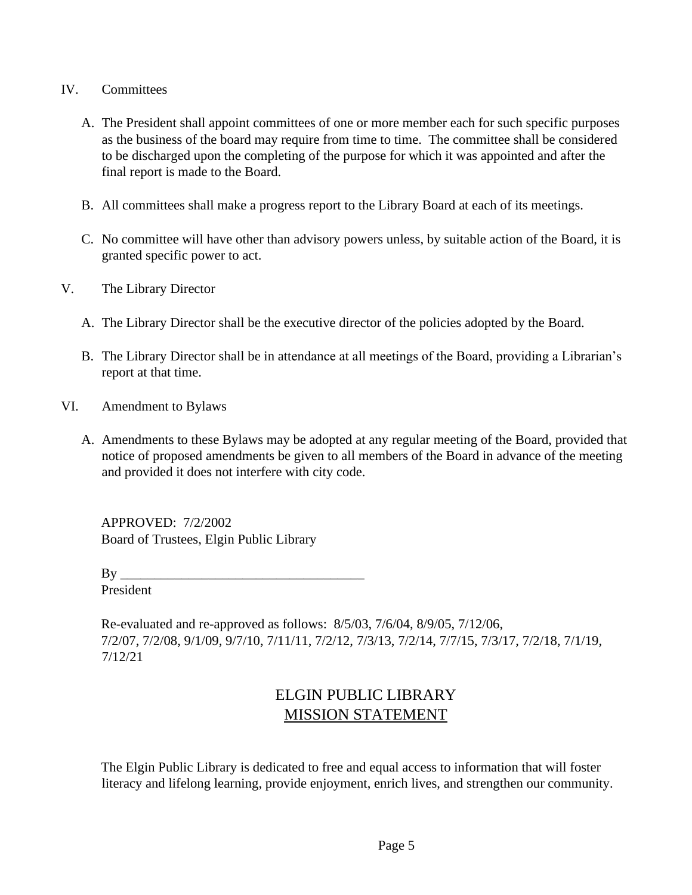IV. Committees

A. The President shall appoint committees of one or more member each for such specific purposes as the business of the board may require from time to time. The committee shall be considered to be discharged upon the completing of the purpose for which it was appointed and after the final report is made to the Board.

B. All committees shall make a progress report to the Library Board at each of its meetings.

C. No committee will have other than advisory powers unless, by suitable action of the Board, it is granted specific power to act.

V. The Library Director

A. The Library Director shall be the executive director of the policies adopted by the Board.

B. The Library Director shall be in attendance at all meetings of the Board, providing a Librarian's report at that time.

VI. Amendment to Bylaws

A. Amendments to these Bylaws may be adopted at any regular meeting of the Board, provided that notice of proposed amendments be given to all members of the Board in advance of the meeting and provided it does not interfere with city code.

APPROVED: 7/2/2002
Board of Trustees, Elgin Public Library

By ___________________________________
President

Re-evaluated and re-approved as follows: 8/5/03, 7/6/04, 8/9/05, 7/12/06, 7/2/07, 7/2/08, 9/1/09, 9/7/10, 7/11/11, 7/2/12, 7/3/13, 7/2/14, 7/7/15, 7/3/17, 7/2/18, 7/1/19, 7/12/21

# ELGIN PUBLIC LIBRARY
## MISSION STATEMENT

The Elgin Public Library is dedicated to free and equal access to information that will foster literacy and lifelong learning, provide enjoyment, enrich lives, and strengthen our community.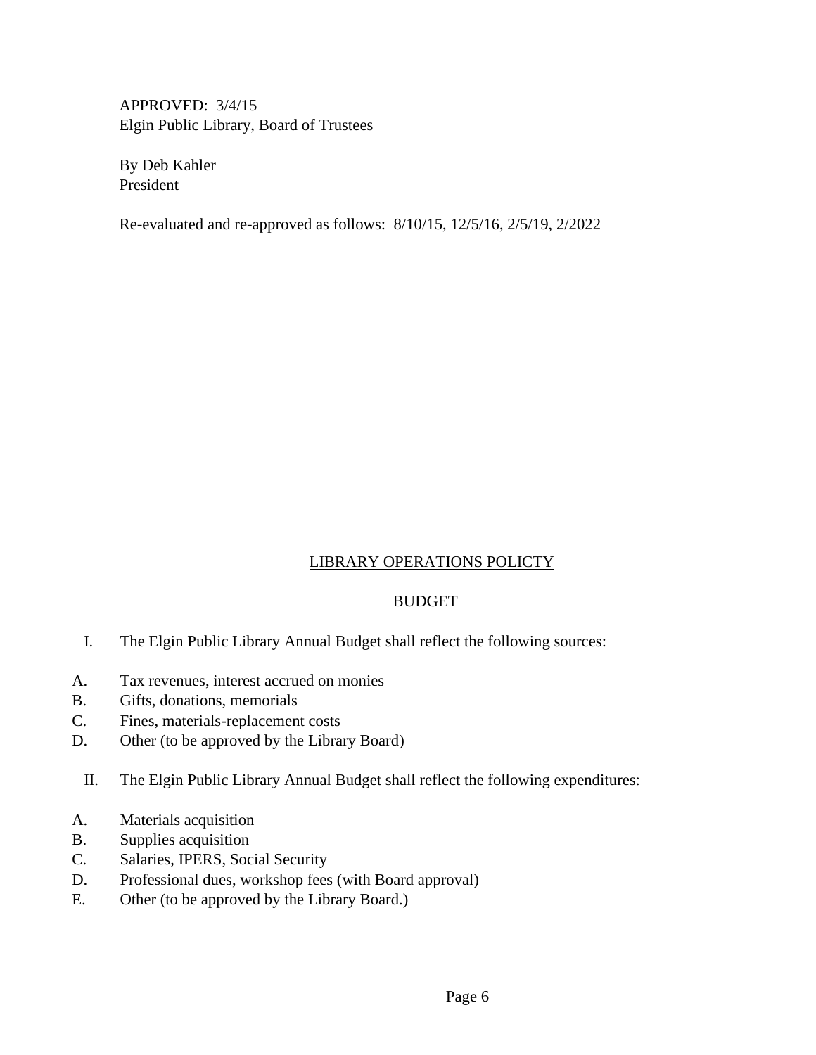APPROVED: 3/4/15
Elgin Public Library, Board of Trustees

By Deb Kahler
President

Re-evaluated and re-approved as follows: 8/10/15, 12/5/16, 2/5/19, 2/2022

## LIBRARY OPERATIONS POLICTY

### BUDGET

I. The Elgin Public Library Annual Budget shall reflect the following sources:

A. Tax revenues, interest accrued on monies
B. Gifts, donations, memorials
C. Fines, materials-replacement costs
D. Other (to be approved by the Library Board)

II. The Elgin Public Library Annual Budget shall reflect the following expenditures:

A. Materials acquisition
B. Supplies acquisition
C. Salaries, IPERS, Social Security
D. Professional dues, workshop fees (with Board approval)
E. Other (to be approved by the Library Board.)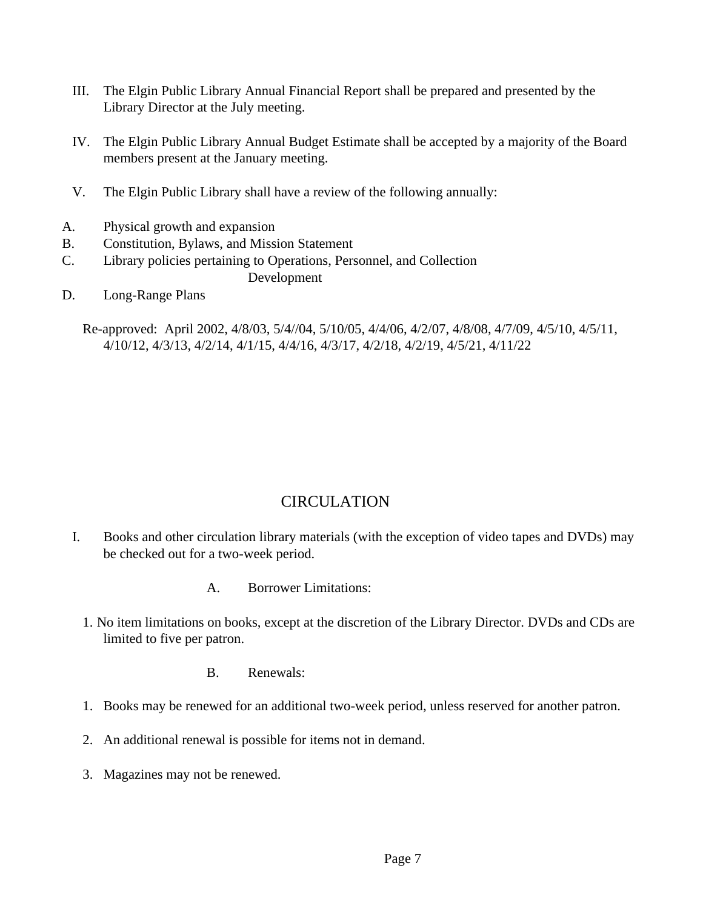III. The Elgin Public Library Annual Financial Report shall be prepared and presented by the Library Director at the July meeting.

IV. The Elgin Public Library Annual Budget Estimate shall be accepted by a majority of the Board members present at the January meeting.

V. The Elgin Public Library shall have a review of the following annually:

A. Physical growth and expansion
B. Constitution, Bylaws, and Mission Statement
C. Library policies pertaining to Operations, Personnel, and Collection Development
D. Long-Range Plans

Re-approved: April 2002, 4/8/03, 5/4//04, 5/10/05, 4/4/06, 4/2/07, 4/8/08, 4/7/09, 4/5/10, 4/5/11, 4/10/12, 4/3/13, 4/2/14, 4/1/15, 4/4/16, 4/3/17, 4/2/18, 4/2/19, 4/5/21, 4/11/22

## CIRCULATION

I. Books and other circulation library materials (with the exception of video tapes and DVDs) may be checked out for a two-week period.

A. Borrower Limitations:

1. No item limitations on books, except at the discretion of the Library Director. DVDs and CDs are limited to five per patron.

B. Renewals:

1. Books may be renewed for an additional two-week period, unless reserved for another patron.

2. An additional renewal is possible for items not in demand.

3. Magazines may not be renewed.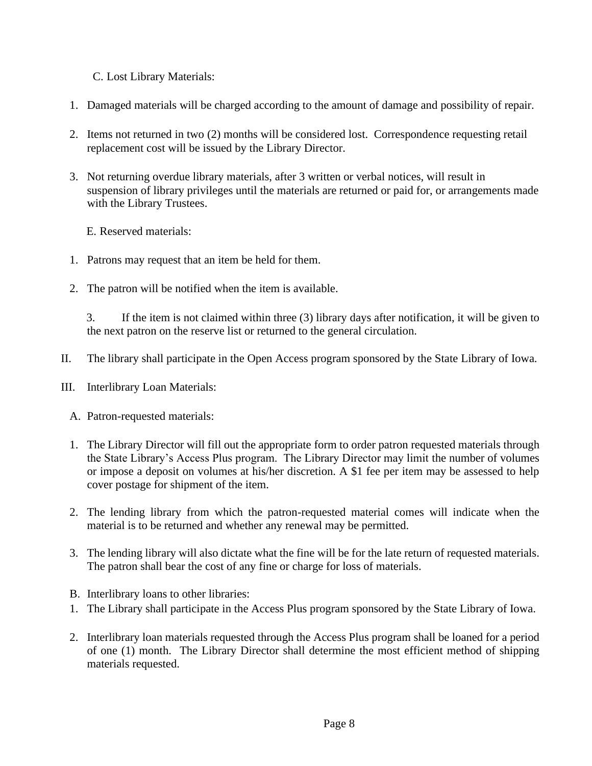C. Lost Library Materials:

1. Damaged materials will be charged according to the amount of damage and possibility of repair.

2. Items not returned in two (2) months will be considered lost. Correspondence requesting retail replacement cost will be issued by the Library Director.

3. Not returning overdue library materials, after 3 written or verbal notices, will result in suspension of library privileges until the materials are returned or paid for, or arrangements made with the Library Trustees.

E. Reserved materials:

1. Patrons may request that an item be held for them.

2. The patron will be notified when the item is available.

3. If the item is not claimed within three (3) library days after notification, it will be given to the next patron on the reserve list or returned to the general circulation.

II. The library shall participate in the Open Access program sponsored by the State Library of Iowa.

III. Interlibrary Loan Materials:

A. Patron-requested materials:

1. The Library Director will fill out the appropriate form to order patron requested materials through the State Library's Access Plus program. The Library Director may limit the number of volumes or impose a deposit on volumes at his/her discretion. A $1 fee per item may be assessed to help cover postage for shipment of the item.

2. The lending library from which the patron-requested material comes will indicate when the material is to be returned and whether any renewal may be permitted.

3. The lending library will also dictate what the fine will be for the late return of requested materials. The patron shall bear the cost of any fine or charge for loss of materials.

B. Interlibrary loans to other libraries:

1. The Library shall participate in the Access Plus program sponsored by the State Library of Iowa.

2. Interlibrary loan materials requested through the Access Plus program shall be loaned for a period of one (1) month. The Library Director shall determine the most efficient method of shipping materials requested.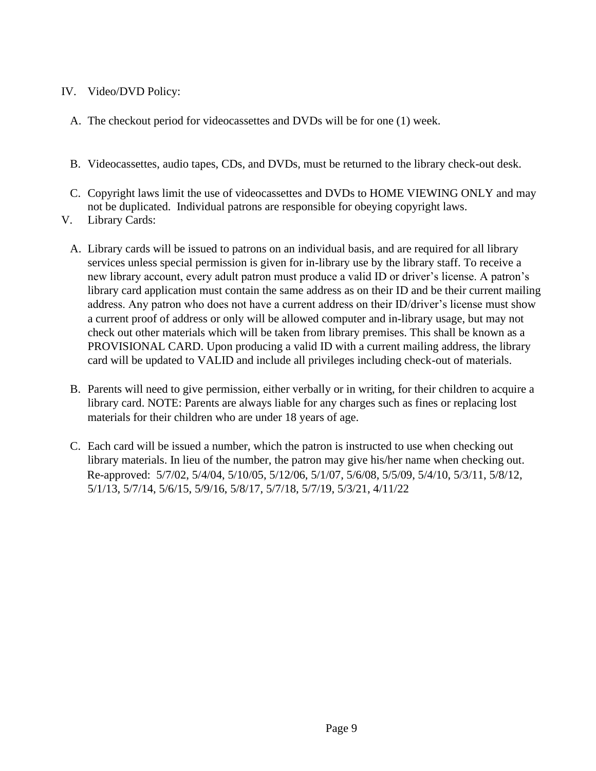IV. Video/DVD Policy:

A. The checkout period for videocassettes and DVDs will be for one (1) week.

B. Videocassettes, audio tapes, CDs, and DVDs, must be returned to the library check-out desk.

C. Copyright laws limit the use of videocassettes and DVDs to HOME VIEWING ONLY and may not be duplicated. Individual patrons are responsible for obeying copyright laws.

V. Library Cards:

A. Library cards will be issued to patrons on an individual basis, and are required for all library services unless special permission is given for in-library use by the library staff. To receive a new library account, every adult patron must produce a valid ID or driver's license. A patron's library card application must contain the same address as on their ID and be their current mailing address. Any patron who does not have a current address on their ID/driver's license must show a current proof of address or only will be allowed computer and in-library usage, but may not check out other materials which will be taken from library premises. This shall be known as a PROVISIONAL CARD. Upon producing a valid ID with a current mailing address, the library card will be updated to VALID and include all privileges including check-out of materials.

B. Parents will need to give permission, either verbally or in writing, for their children to acquire a library card. NOTE: Parents are always liable for any charges such as fines or replacing lost materials for their children who are under 18 years of age.

C. Each card will be issued a number, which the patron is instructed to use when checking out library materials. In lieu of the number, the patron may give his/her name when checking out.

Re-approved: 5/7/02, 5/4/04, 5/10/05, 5/12/06, 5/1/07, 5/6/08, 5/5/09, 5/4/10, 5/3/11, 5/8/12, 5/1/13, 5/7/14, 5/6/15, 5/9/16, 5/8/17, 5/7/18, 5/7/19, 5/3/21, 4/11/22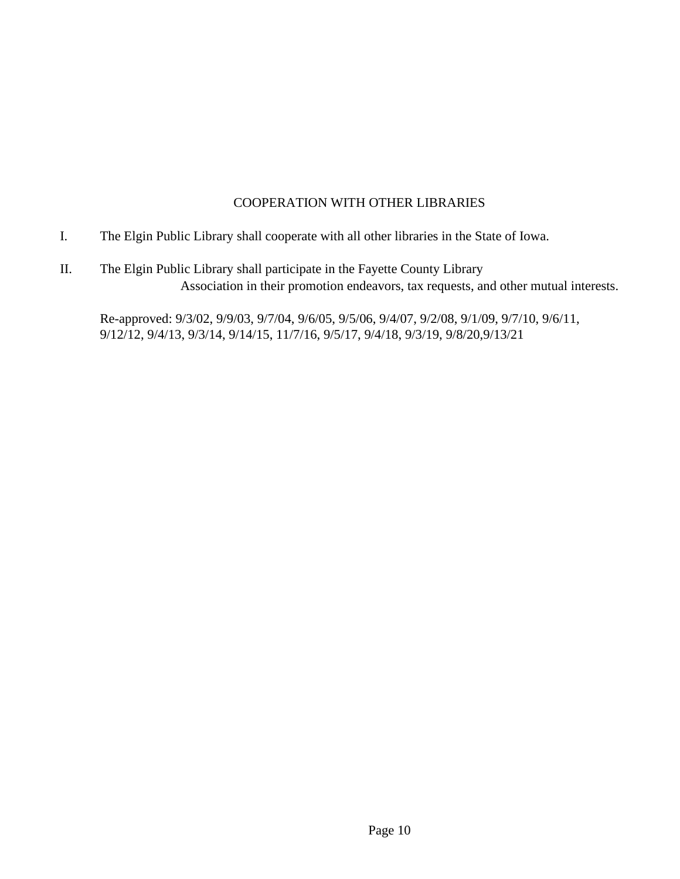## COOPERATION WITH OTHER LIBRARIES

I. The Elgin Public Library shall cooperate with all other libraries in the State of Iowa.

II. The Elgin Public Library shall participate in the Fayette County Library Association in their promotion endeavors, tax requests, and other mutual interests.

Re-approved: 9/3/02, 9/9/03, 9/7/04, 9/6/05, 9/5/06, 9/4/07, 9/2/08, 9/1/09, 9/7/10, 9/6/11, 9/12/12, 9/4/13, 9/3/14, 9/14/15, 11/7/16, 9/5/17, 9/4/18, 9/3/19, 9/8/20,9/13/21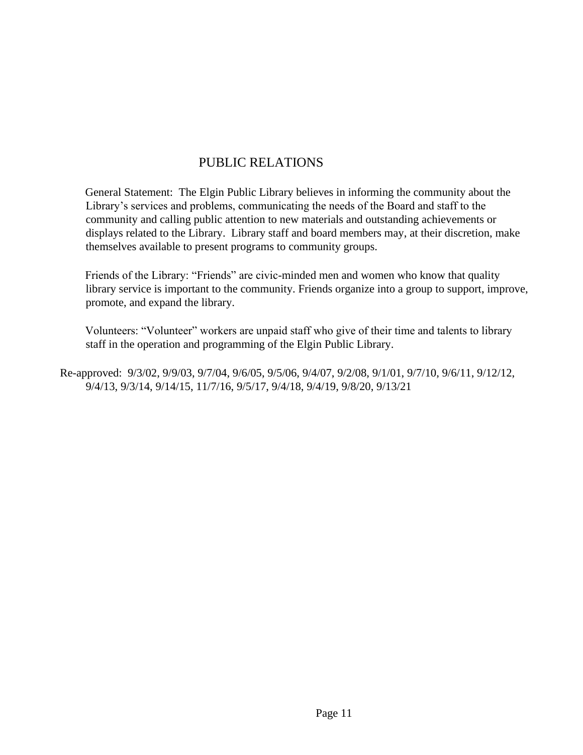# PUBLIC RELATIONS

General Statement: The Elgin Public Library believes in informing the community about the Library's services and problems, communicating the needs of the Board and staff to the community and calling public attention to new materials and outstanding achievements or displays related to the Library. Library staff and board members may, at their discretion, make themselves available to present programs to community groups.

Friends of the Library: "Friends" are civic-minded men and women who know that quality library service is important to the community. Friends organize into a group to support, improve, promote, and expand the library.

Volunteers: "Volunteer" workers are unpaid staff who give of their time and talents to library staff in the operation and programming of the Elgin Public Library.

Re-approved: 9/3/02, 9/9/03, 9/7/04, 9/6/05, 9/5/06, 9/4/07, 9/2/08, 9/1/01, 9/7/10, 9/6/11, 9/12/12, 9/4/13, 9/3/14, 9/14/15, 11/7/16, 9/5/17, 9/4/18, 9/4/19, 9/8/20, 9/13/21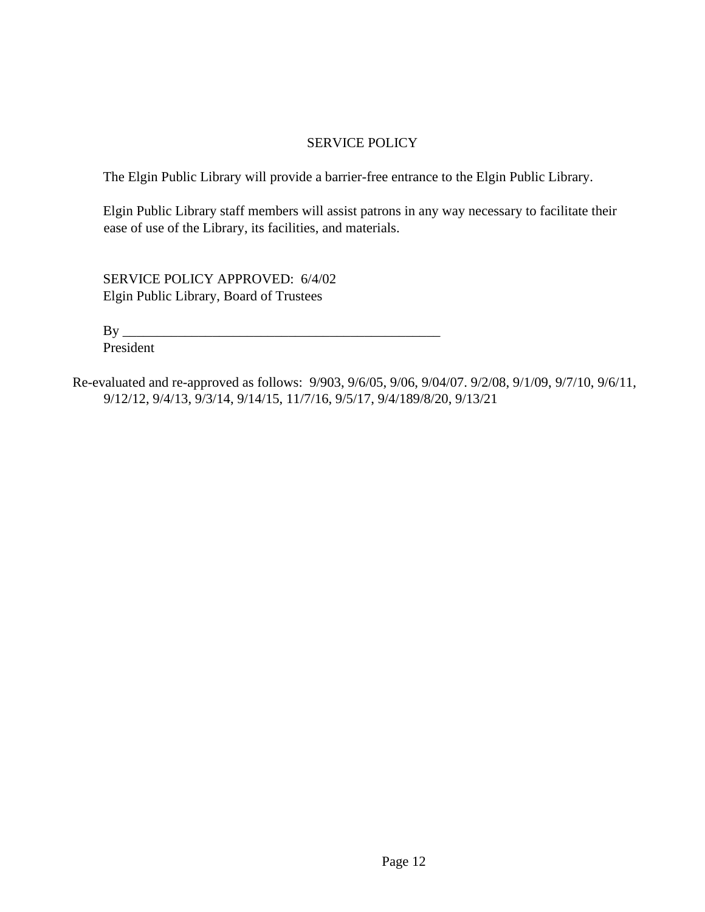## SERVICE POLICY

The Elgin Public Library will provide a barrier-free entrance to the Elgin Public Library.

Elgin Public Library staff members will assist patrons in any way necessary to facilitate their ease of use of the Library, its facilities, and materials.

SERVICE POLICY APPROVED: 6/4/02
Elgin Public Library, Board of Trustees

By ________________________________________________
President

Re-evaluated and re-approved as follows: 9/903, 9/6/05, 9/06, 9/04/07. 9/2/08, 9/1/09, 9/7/10, 9/6/11, 9/12/12, 9/4/13, 9/3/14, 9/14/15, 11/7/16, 9/5/17, 9/4/189/8/20, 9/13/21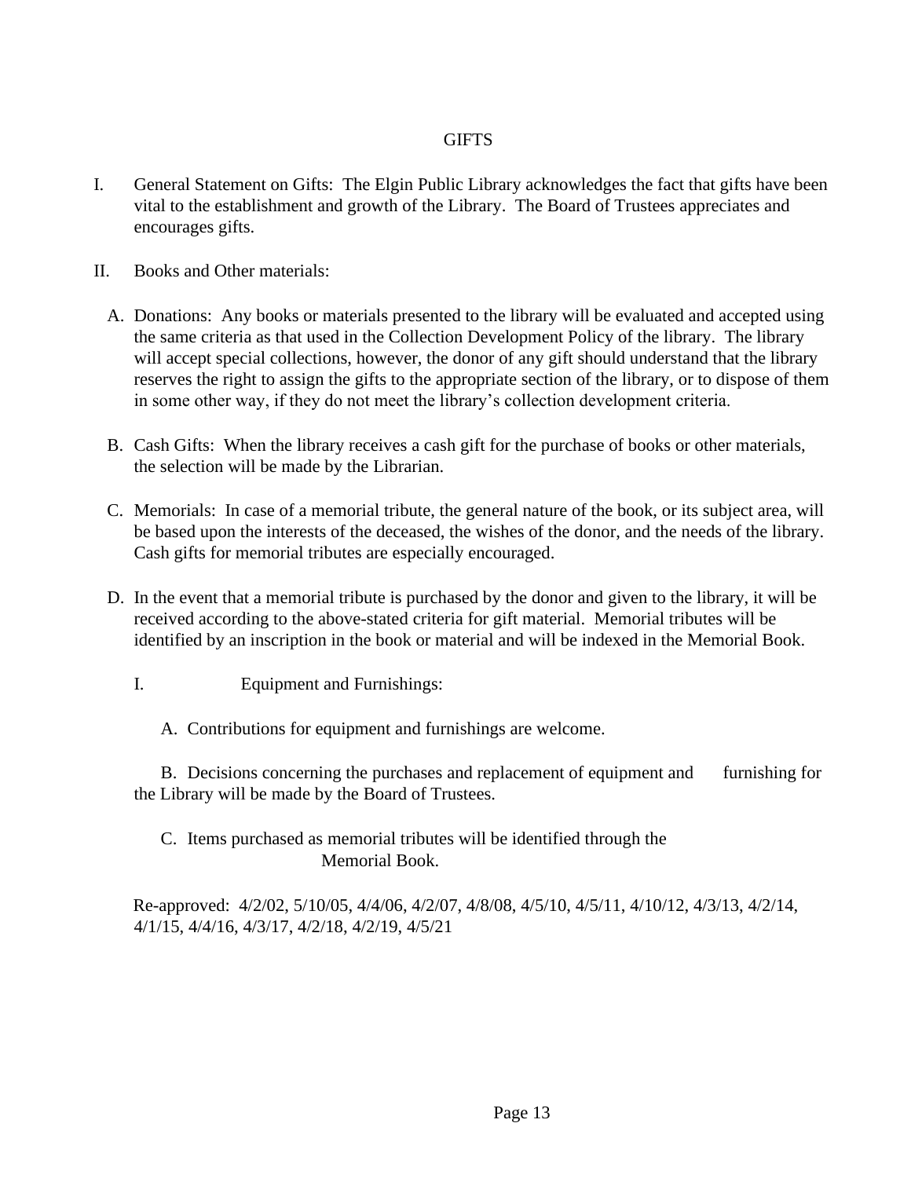# GIFTS

I. General Statement on Gifts: The Elgin Public Library acknowledges the fact that gifts have been vital to the establishment and growth of the Library. The Board of Trustees appreciates and encourages gifts.

II. Books and Other materials:

A. Donations: Any books or materials presented to the library will be evaluated and accepted using the same criteria as that used in the Collection Development Policy of the library. The library will accept special collections, however, the donor of any gift should understand that the library reserves the right to assign the gifts to the appropriate section of the library, or to dispose of them in some other way, if they do not meet the library's collection development criteria.

B. Cash Gifts: When the library receives a cash gift for the purchase of books or other materials, the selection will be made by the Librarian.

C. Memorials: In case of a memorial tribute, the general nature of the book, or its subject area, will be based upon the interests of the deceased, the wishes of the donor, and the needs of the library. Cash gifts for memorial tributes are especially encouraged.

D. In the event that a memorial tribute is purchased by the donor and given to the library, it will be received according to the above-stated criteria for gift material. Memorial tributes will be identified by an inscription in the book or material and will be indexed in the Memorial Book.

I. Equipment and Furnishings:

A. Contributions for equipment and furnishings are welcome.

B. Decisions concerning the purchases and replacement of equipment and furnishing for the Library will be made by the Board of Trustees.

C. Items purchased as memorial tributes will be identified through the Memorial Book.

Re-approved: 4/2/02, 5/10/05, 4/4/06, 4/2/07, 4/8/08, 4/5/10, 4/5/11, 4/10/12, 4/3/13, 4/2/14, 4/1/15, 4/4/16, 4/3/17, 4/2/18, 4/2/19, 4/5/21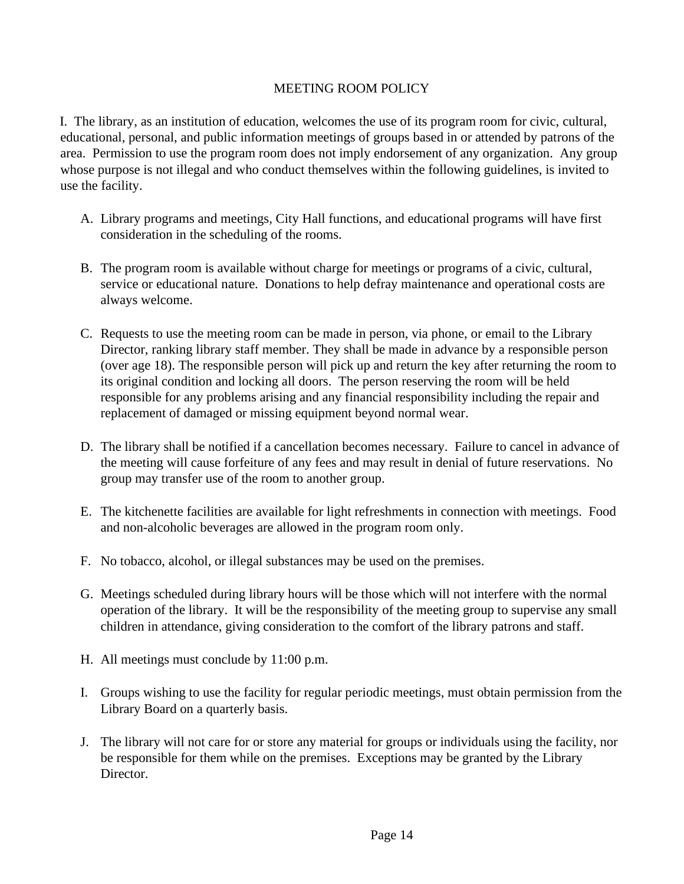# MEETING ROOM POLICY

I. The library, as an institution of education, welcomes the use of its program room for civic, cultural, educational, personal, and public information meetings of groups based in or attended by patrons of the area. Permission to use the program room does not imply endorsement of any organization. Any group whose purpose is not illegal and who conduct themselves within the following guidelines, is invited to use the facility.

A. Library programs and meetings, City Hall functions, and educational programs will have first consideration in the scheduling of the rooms.

B. The program room is available without charge for meetings or programs of a civic, cultural, service or educational nature. Donations to help defray maintenance and operational costs are always welcome.

C. Requests to use the meeting room can be made in person, via phone, or email to the Library Director, ranking library staff member. They shall be made in advance by a responsible person (over age 18). The responsible person will pick up and return the key after returning the room to its original condition and locking all doors. The person reserving the room will be held responsible for any problems arising and any financial responsibility including the repair and replacement of damaged or missing equipment beyond normal wear.

D. The library shall be notified if a cancellation becomes necessary. Failure to cancel in advance of the meeting will cause forfeiture of any fees and may result in denial of future reservations. No group may transfer use of the room to another group.

E. The kitchenette facilities are available for light refreshments in connection with meetings. Food and non-alcoholic beverages are allowed in the program room only.

F. No tobacco, alcohol, or illegal substances may be used on the premises.

G. Meetings scheduled during library hours will be those which will not interfere with the normal operation of the library. It will be the responsibility of the meeting group to supervise any small children in attendance, giving consideration to the comfort of the library patrons and staff.

H. All meetings must conclude by 11:00 p.m.

I. Groups wishing to use the facility for regular periodic meetings, must obtain permission from the Library Board on a quarterly basis.

J. The library will not care for or store any material for groups or individuals using the facility, nor be responsible for them while on the premises. Exceptions may be granted by the Library Director.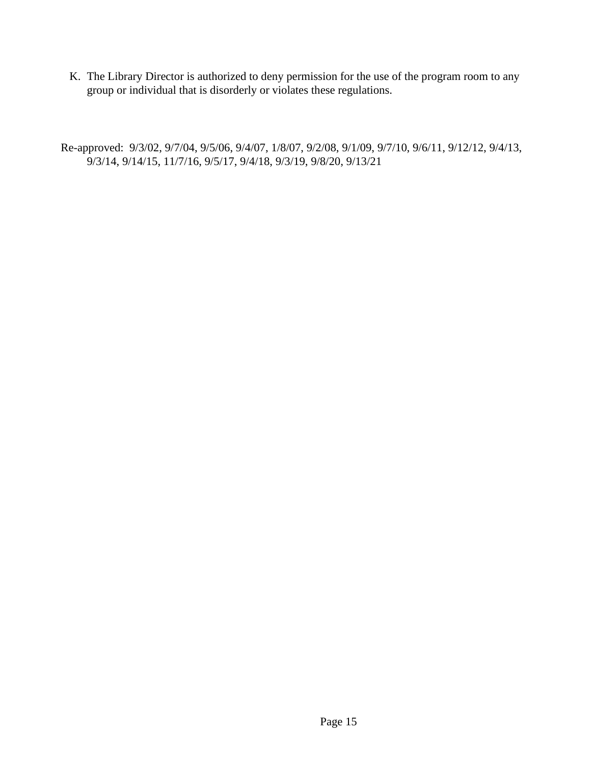K. The Library Director is authorized to deny permission for the use of the program room to any group or individual that is disorderly or violates these regulations.

Re-approved: 9/3/02, 9/7/04, 9/5/06, 9/4/07, 1/8/07, 9/2/08, 9/1/09, 9/7/10, 9/6/11, 9/12/12, 9/4/13, 9/3/14, 9/14/15, 11/7/16, 9/5/17, 9/4/18, 9/3/19, 9/8/20, 9/13/21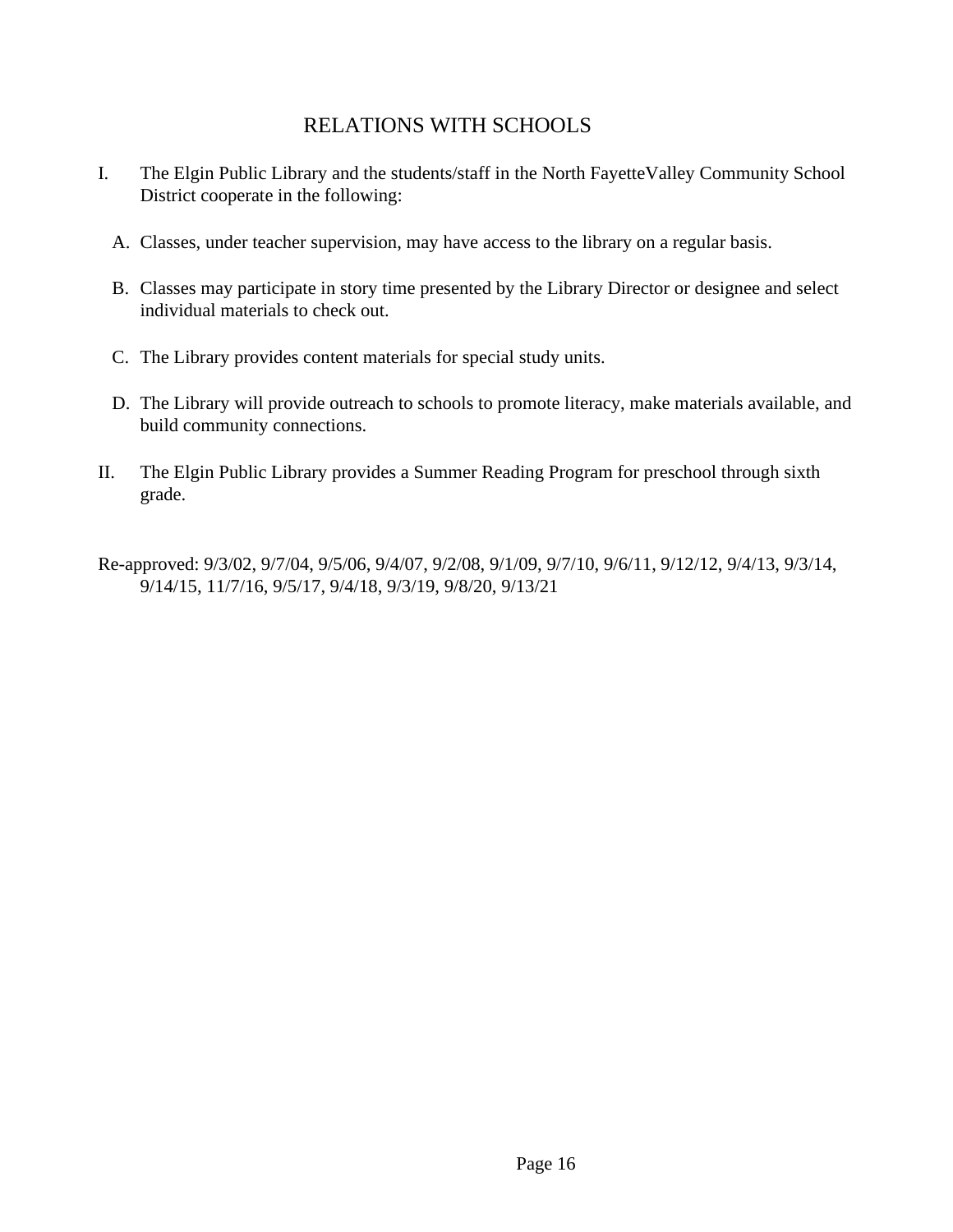# RELATIONS WITH SCHOOLS

I. The Elgin Public Library and the students/staff in the North FayetteValley Community School District cooperate in the following:

   A. Classes, under teacher supervision, may have access to the library on a regular basis.

   B. Classes may participate in story time presented by the Library Director or designee and select individual materials to check out.

   C. The Library provides content materials for special study units.

   D. The Library will provide outreach to schools to promote literacy, make materials available, and build community connections.

II. The Elgin Public Library provides a Summer Reading Program for preschool through sixth grade.

Re-approved: 9/3/02, 9/7/04, 9/5/06, 9/4/07, 9/2/08, 9/1/09, 9/7/10, 9/6/11, 9/12/12, 9/4/13, 9/3/14, 9/14/15, 11/7/16, 9/5/17, 9/4/18, 9/3/19, 9/8/20, 9/13/21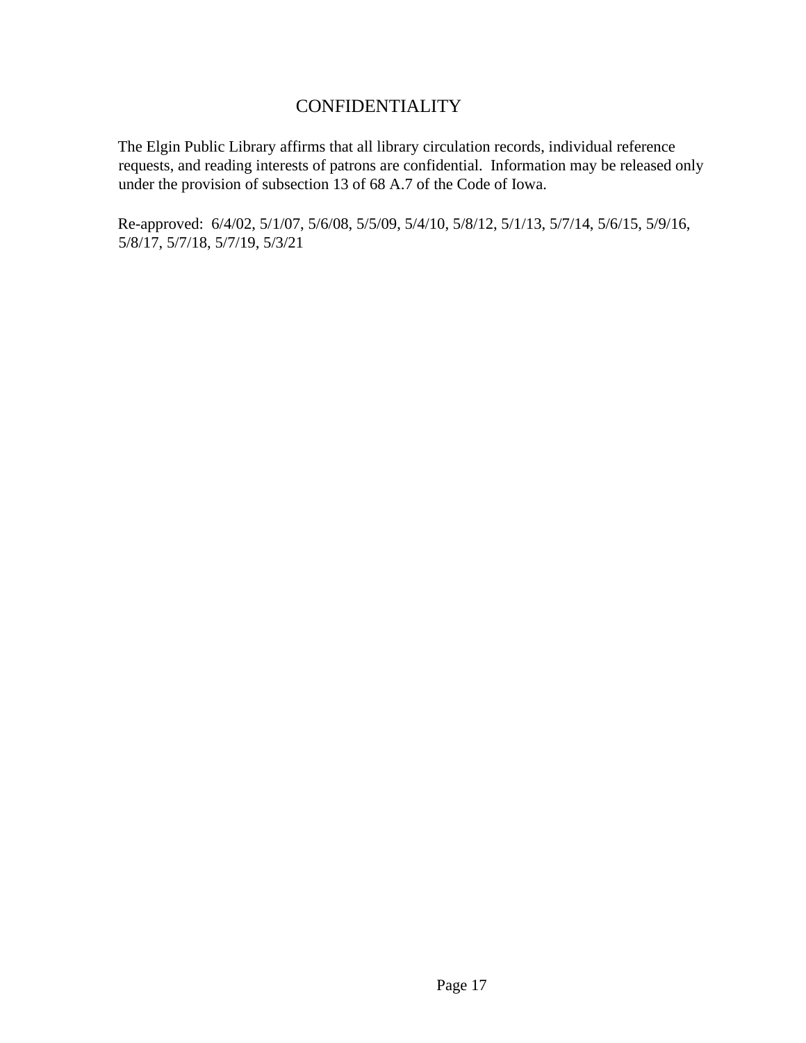# CONFIDENTIALITY

The Elgin Public Library affirms that all library circulation records, individual reference requests, and reading interests of patrons are confidential. Information may be released only under the provision of subsection 13 of 68 A.7 of the Code of Iowa.

Re-approved: 6/4/02, 5/1/07, 5/6/08, 5/5/09, 5/4/10, 5/8/12, 5/1/13, 5/7/14, 5/6/15, 5/9/16, 5/8/17, 5/7/18, 5/7/19, 5/3/21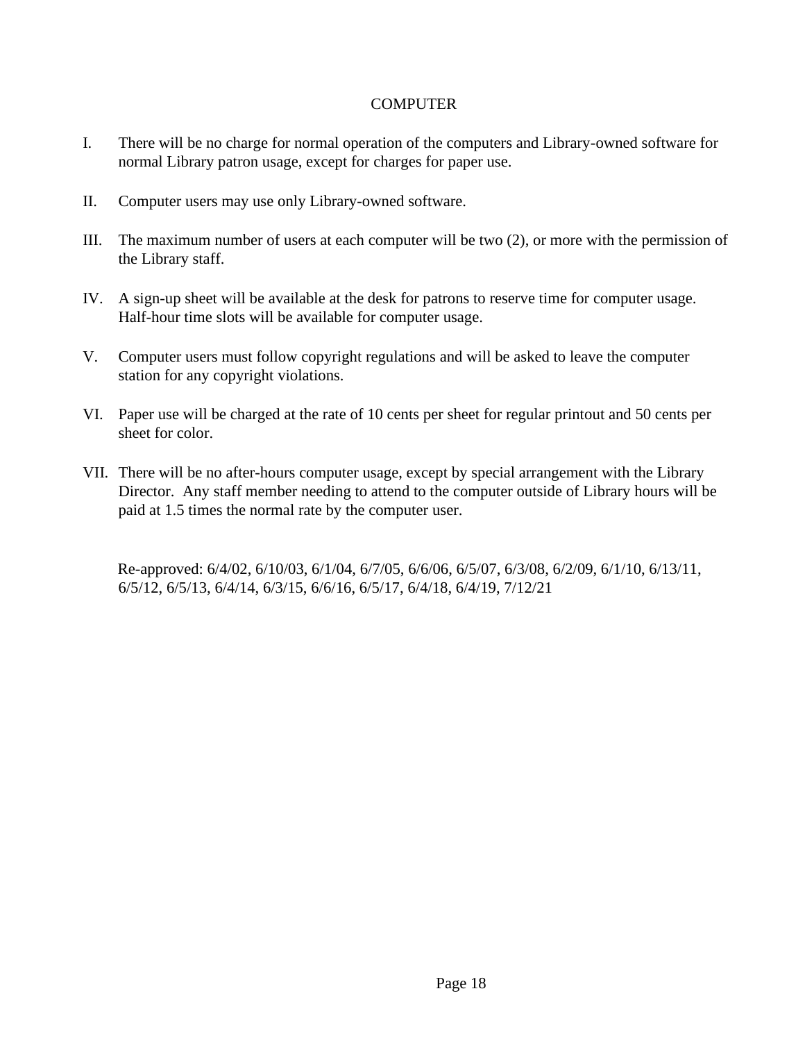# COMPUTER

I. There will be no charge for normal operation of the computers and Library-owned software for normal Library patron usage, except for charges for paper use.

II. Computer users may use only Library-owned software.

III. The maximum number of users at each computer will be two (2), or more with the permission of the Library staff.

IV. A sign-up sheet will be available at the desk for patrons to reserve time for computer usage. Half-hour time slots will be available for computer usage.

V. Computer users must follow copyright regulations and will be asked to leave the computer station for any copyright violations.

VI. Paper use will be charged at the rate of 10 cents per sheet for regular printout and 50 cents per sheet for color.

VII. There will be no after-hours computer usage, except by special arrangement with the Library Director. Any staff member needing to attend to the computer outside of Library hours will be paid at 1.5 times the normal rate by the computer user.

Re-approved: 6/4/02, 6/10/03, 6/1/04, 6/7/05, 6/6/06, 6/5/07, 6/3/08, 6/2/09, 6/1/10, 6/13/11, 6/5/12, 6/5/13, 6/4/14, 6/3/15, 6/6/16, 6/5/17, 6/4/18, 6/4/19, 7/12/21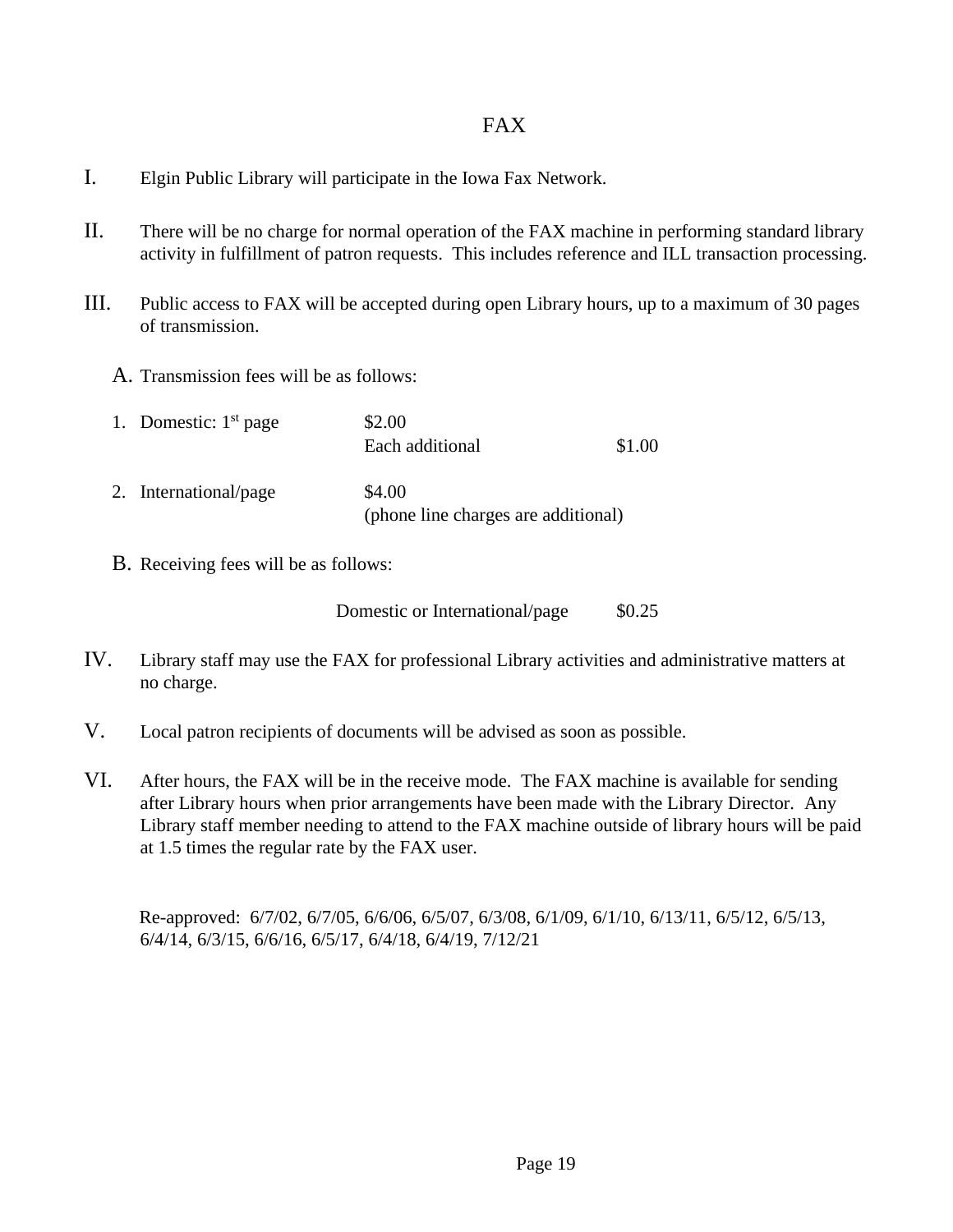# FAX

I. Elgin Public Library will participate in the Iowa Fax Network.

II. There will be no charge for normal operation of the FAX machine in performing standard library activity in fulfillment of patron requests. This includes reference and ILL transaction processing.

III. Public access to FAX will be accepted during open Library hours, up to a maximum of 30 pages of transmission.

A. Transmission fees will be as follows:

1. Domestic: 1st page $2.00
   Each additional $1.00

2. International/page $4.00
   (phone line charges are additional)

B. Receiving fees will be as follows:

Domestic or International/page $0.25

IV. Library staff may use the FAX for professional Library activities and administrative matters at no charge.

V. Local patron recipients of documents will be advised as soon as possible.

VI. After hours, the FAX will be in the receive mode. The FAX machine is available for sending after Library hours when prior arrangements have been made with the Library Director. Any Library staff member needing to attend to the FAX machine outside of library hours will be paid at 1.5 times the regular rate by the FAX user.

Re-approved: 6/7/02, 6/7/05, 6/6/06, 6/5/07, 6/3/08, 6/1/09, 6/1/10, 6/13/11, 6/5/12, 6/5/13, 6/4/14, 6/3/15, 6/6/16, 6/5/17, 6/4/18, 6/4/19, 7/12/21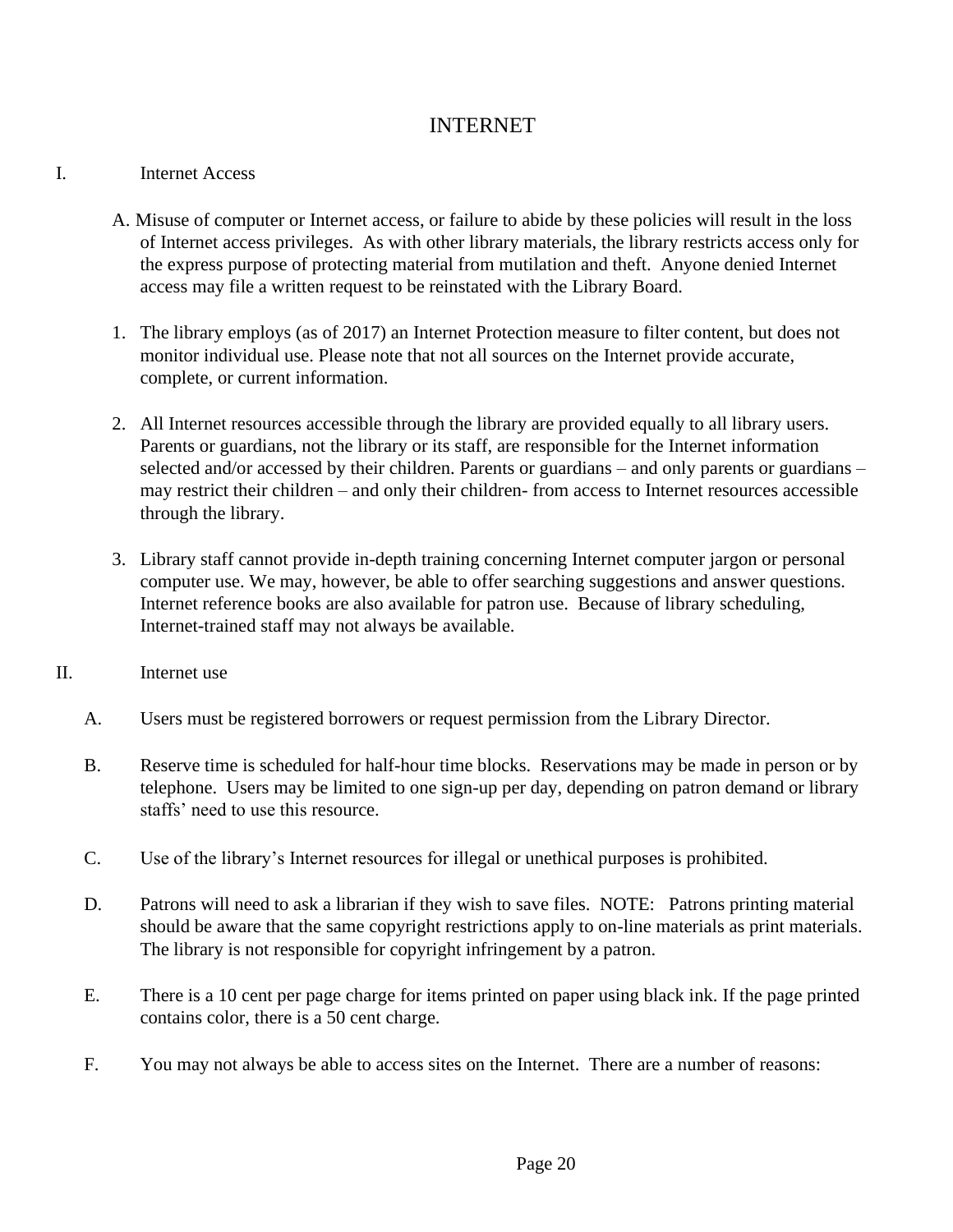# INTERNET

I. Internet Access

A. Misuse of computer or Internet access, or failure to abide by these policies will result in the loss of Internet access privileges. As with other library materials, the library restricts access only for the express purpose of protecting material from mutilation and theft. Anyone denied Internet access may file a written request to be reinstated with the Library Board.

1. The library employs (as of 2017) an Internet Protection measure to filter content, but does not monitor individual use. Please note that not all sources on the Internet provide accurate, complete, or current information.

2. All Internet resources accessible through the library are provided equally to all library users. Parents or guardians, not the library or its staff, are responsible for the Internet information selected and/or accessed by their children. Parents or guardians – and only parents or guardians – may restrict their children – and only their children- from access to Internet resources accessible through the library.

3. Library staff cannot provide in-depth training concerning Internet computer jargon or personal computer use. We may, however, be able to offer searching suggestions and answer questions. Internet reference books are also available for patron use. Because of library scheduling, Internet-trained staff may not always be available.

II. Internet use

A. Users must be registered borrowers or request permission from the Library Director.

B. Reserve time is scheduled for half-hour time blocks. Reservations may be made in person or by telephone. Users may be limited to one sign-up per day, depending on patron demand or library staffs' need to use this resource.

C. Use of the library's Internet resources for illegal or unethical purposes is prohibited.

D. Patrons will need to ask a librarian if they wish to save files. NOTE: Patrons printing material should be aware that the same copyright restrictions apply to on-line materials as print materials. The library is not responsible for copyright infringement by a patron.

E. There is a 10 cent per page charge for items printed on paper using black ink. If the page printed contains color, there is a 50 cent charge.

F. You may not always be able to access sites on the Internet. There are a number of reasons: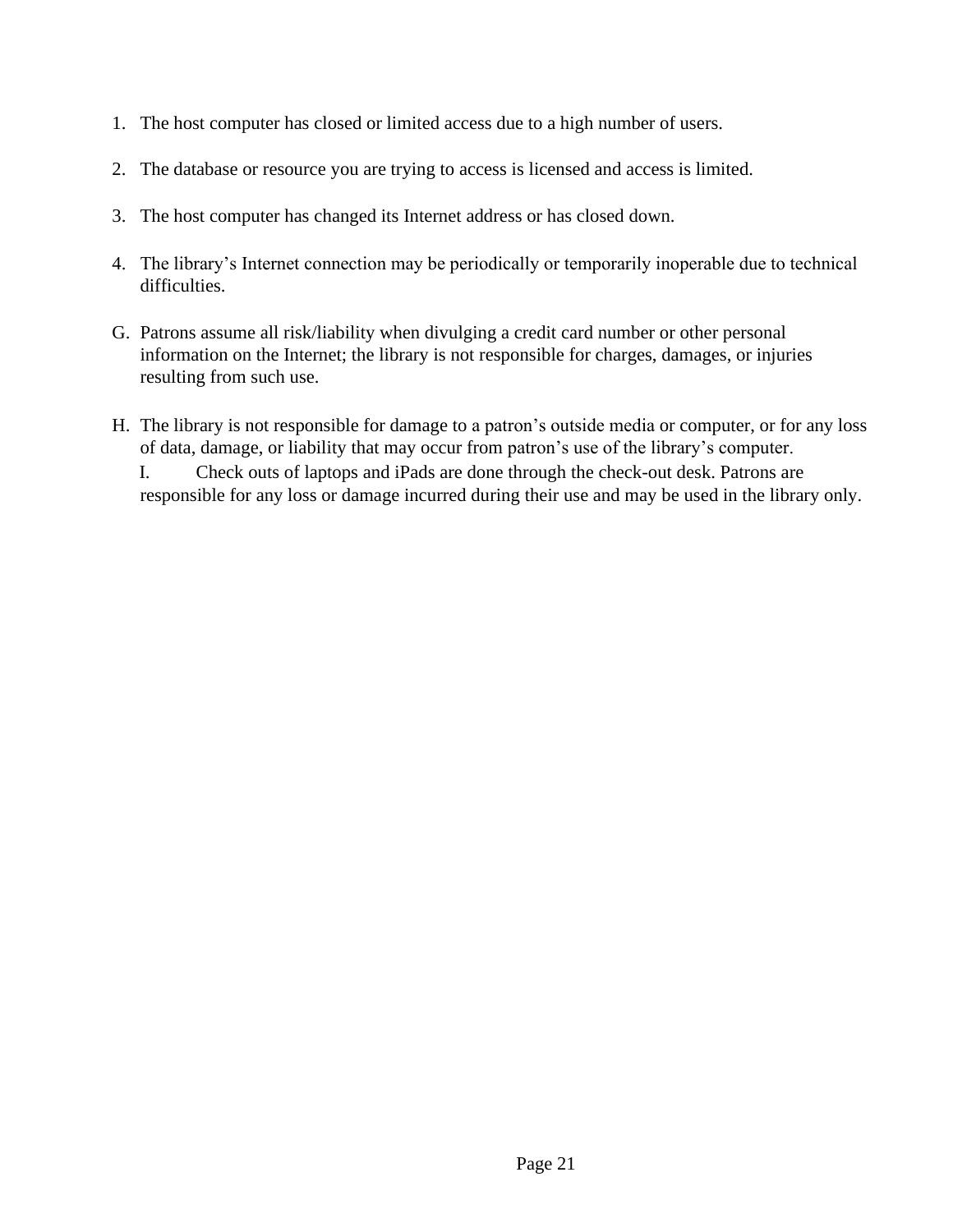1. The host computer has closed or limited access due to a high number of users.

2. The database or resource you are trying to access is licensed and access is limited.

3. The host computer has changed its Internet address or has closed down.

4. The library's Internet connection may be periodically or temporarily inoperable due to technical difficulties.

G. Patrons assume all risk/liability when divulging a credit card number or other personal information on the Internet; the library is not responsible for charges, damages, or injuries resulting from such use.

H. The library is not responsible for damage to a patron's outside media or computer, or for any loss of data, damage, or liability that may occur from patron's use of the library's computer.

I. Check outs of laptops and iPads are done through the check-out desk. Patrons are responsible for any loss or damage incurred during their use and may be used in the library only.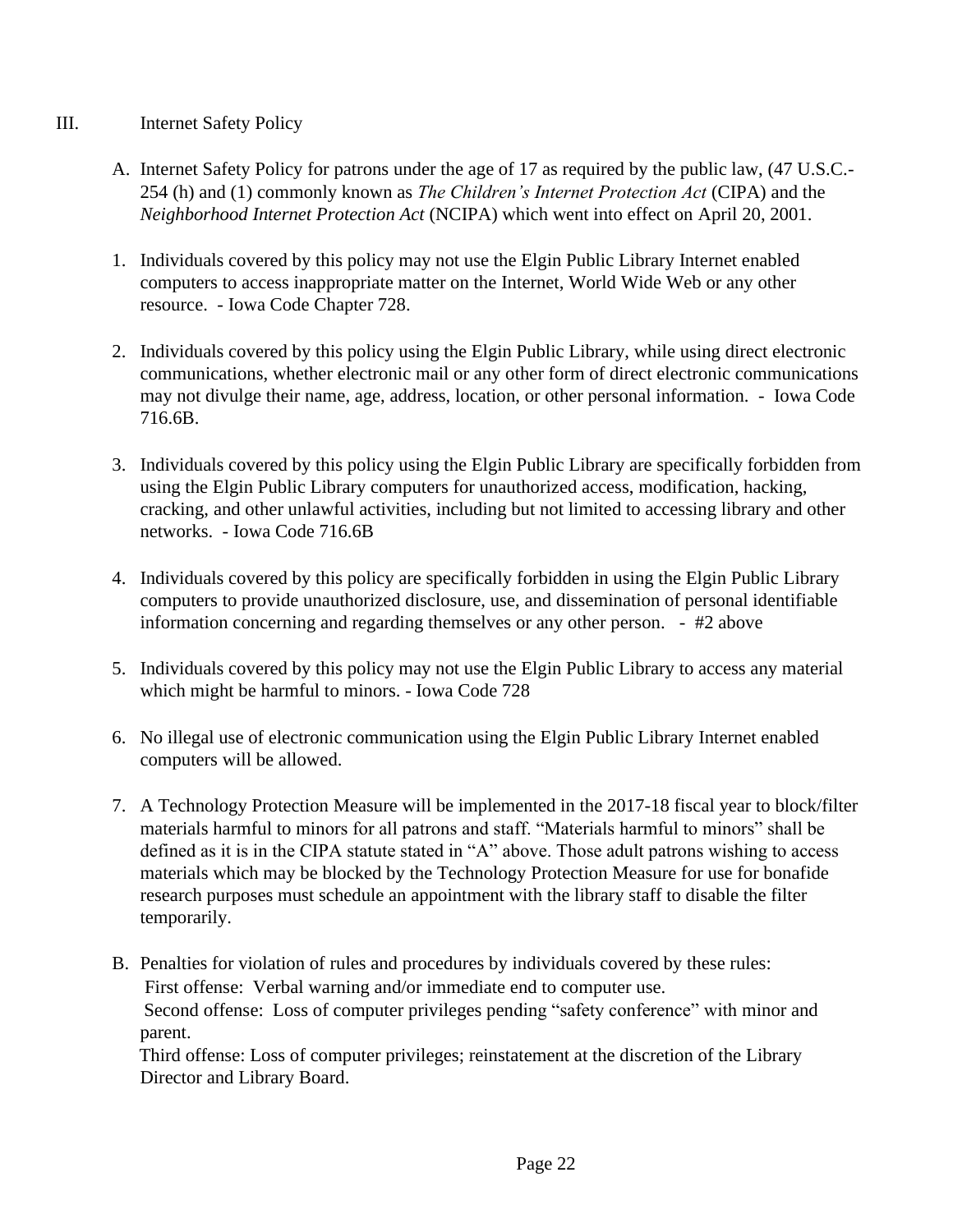## III. Internet Safety Policy

A. Internet Safety Policy for patrons under the age of 17 as required by the public law, (47 U.S.C.-254 (h) and (1) commonly known as *The Children's Internet Protection Act* (CIPA) and the *Neighborhood Internet Protection Act* (NCIPA) which went into effect on April 20, 2001.

1. Individuals covered by this policy may not use the Elgin Public Library Internet enabled computers to access inappropriate matter on the Internet, World Wide Web or any other resource. - Iowa Code Chapter 728.

2. Individuals covered by this policy using the Elgin Public Library, while using direct electronic communications, whether electronic mail or any other form of direct electronic communications may not divulge their name, age, address, location, or other personal information. - Iowa Code 716.6B.

3. Individuals covered by this policy using the Elgin Public Library are specifically forbidden from using the Elgin Public Library computers for unauthorized access, modification, hacking, cracking, and other unlawful activities, including but not limited to accessing library and other networks. - Iowa Code 716.6B

4. Individuals covered by this policy are specifically forbidden in using the Elgin Public Library computers to provide unauthorized disclosure, use, and dissemination of personal identifiable information concerning and regarding themselves or any other person. - #2 above

5. Individuals covered by this policy may not use the Elgin Public Library to access any material which might be harmful to minors. - Iowa Code 728

6. No illegal use of electronic communication using the Elgin Public Library Internet enabled computers will be allowed.

7. A Technology Protection Measure will be implemented in the 2017-18 fiscal year to block/filter materials harmful to minors for all patrons and staff. "Materials harmful to minors" shall be defined as it is in the CIPA statute stated in "A" above. Those adult patrons wishing to access materials which may be blocked by the Technology Protection Measure for use for bonafide research purposes must schedule an appointment with the library staff to disable the filter temporarily.

B. Penalties for violation of rules and procedures by individuals covered by these rules:
First offense: Verbal warning and/or immediate end to computer use.
Second offense: Loss of computer privileges pending "safety conference" with minor and parent.
Third offense: Loss of computer privileges; reinstatement at the discretion of the Library Director and Library Board.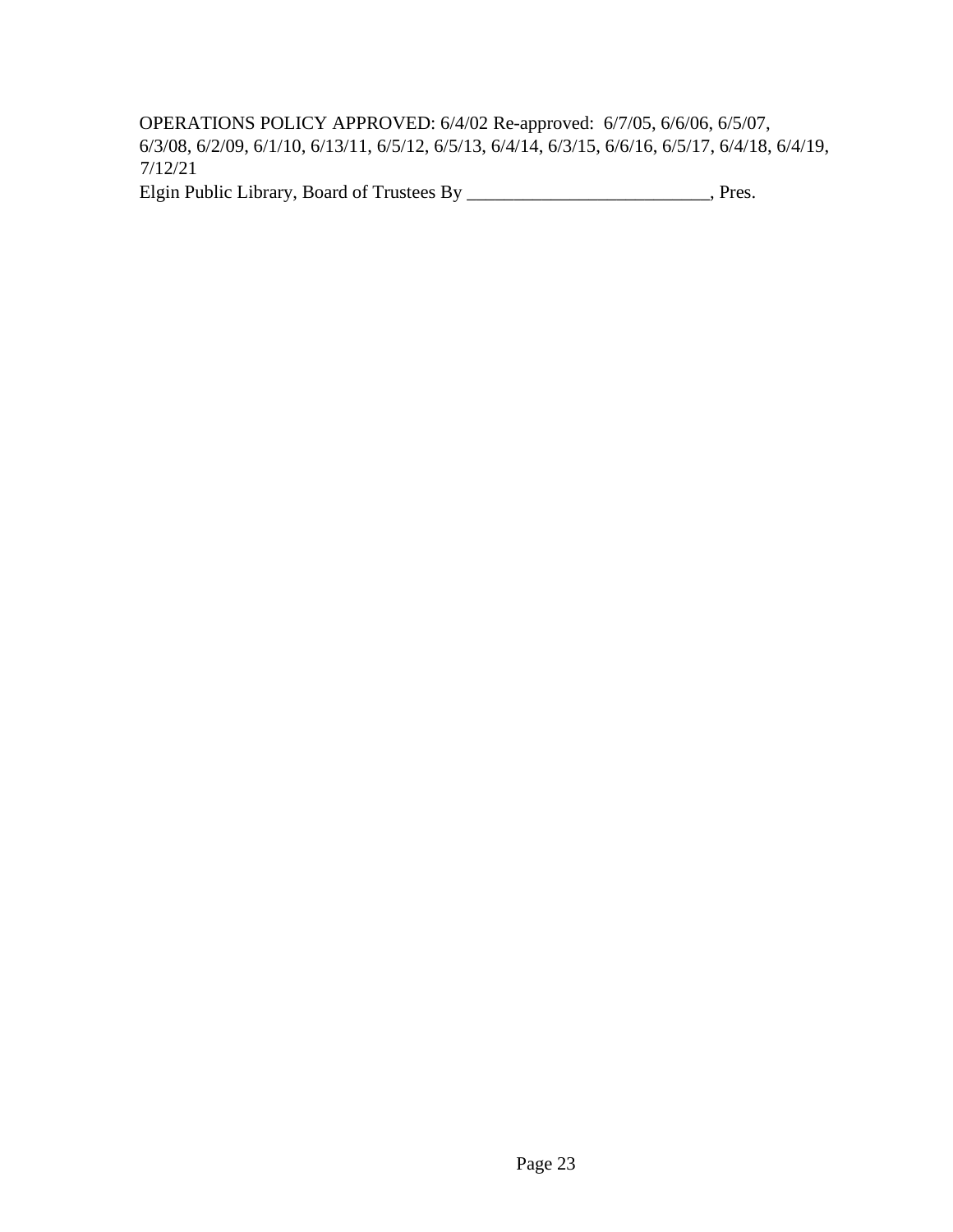OPERATIONS POLICY APPROVED: 6/4/02 Re-approved: 6/7/05, 6/6/06, 6/5/07, 6/3/08, 6/2/09, 6/1/10, 6/13/11, 6/5/12, 6/5/13, 6/4/14, 6/3/15, 6/6/16, 6/5/17, 6/4/18, 6/4/19, 7/12/21

Elgin Public Library, Board of Trustees By __________________________, Pres.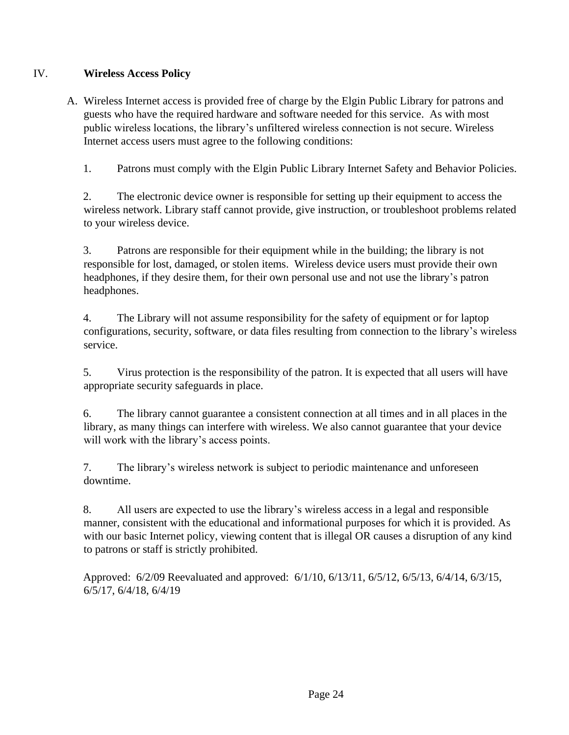## IV. Wireless Access Policy

A. Wireless Internet access is provided free of charge by the Elgin Public Library for patrons and guests who have the required hardware and software needed for this service. As with most public wireless locations, the library's unfiltered wireless connection is not secure. Wireless Internet access users must agree to the following conditions:

1. Patrons must comply with the Elgin Public Library Internet Safety and Behavior Policies.

2. The electronic device owner is responsible for setting up their equipment to access the wireless network. Library staff cannot provide, give instruction, or troubleshoot problems related to your wireless device.

3. Patrons are responsible for their equipment while in the building; the library is not responsible for lost, damaged, or stolen items. Wireless device users must provide their own headphones, if they desire them, for their own personal use and not use the library's patron headphones.

4. The Library will not assume responsibility for the safety of equipment or for laptop configurations, security, software, or data files resulting from connection to the library's wireless service.

5. Virus protection is the responsibility of the patron. It is expected that all users will have appropriate security safeguards in place.

6. The library cannot guarantee a consistent connection at all times and in all places in the library, as many things can interfere with wireless. We also cannot guarantee that your device will work with the library's access points.

7. The library's wireless network is subject to periodic maintenance and unforeseen downtime.

8. All users are expected to use the library's wireless access in a legal and responsible manner, consistent with the educational and informational purposes for which it is provided. As with our basic Internet policy, viewing content that is illegal OR causes a disruption of any kind to patrons or staff is strictly prohibited.

Approved: 6/2/09 Reevaluated and approved: 6/1/10, 6/13/11, 6/5/12, 6/5/13, 6/4/14, 6/3/15, 6/5/17, 6/4/18, 6/4/19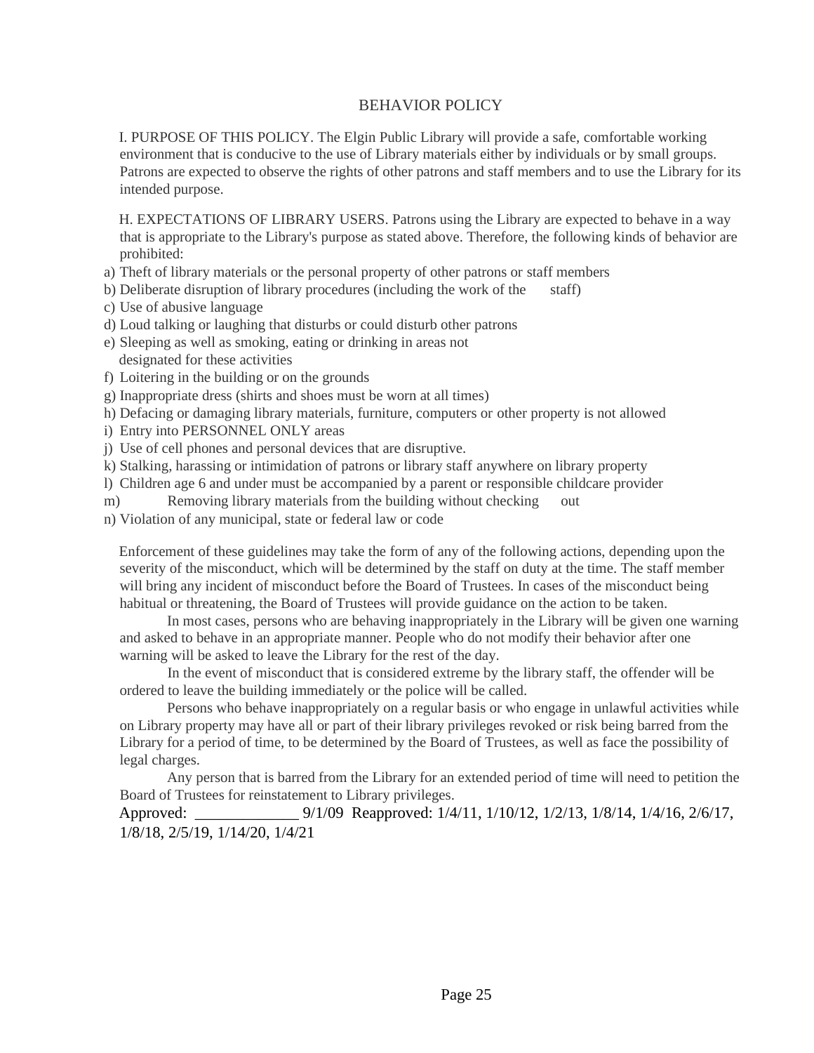# BEHAVIOR POLICY

I. PURPOSE OF THIS POLICY. The Elgin Public Library will provide a safe, comfortable working environment that is conducive to the use of Library materials either by individuals or by small groups. Patrons are expected to observe the rights of other patrons and staff members and to use the Library for its intended purpose.

H. EXPECTATIONS OF LIBRARY USERS. Patrons using the Library are expected to behave in a way that is appropriate to the Library's purpose as stated above. Therefore, the following kinds of behavior are prohibited:

a) Theft of library materials or the personal property of other patrons or staff members
b) Deliberate disruption of library procedures (including the work of the staff)
c) Use of abusive language
d) Loud talking or laughing that disturbs or could disturb other patrons
e) Sleeping as well as smoking, eating or drinking in areas not designated for these activities
f) Loitering in the building or on the grounds
g) Inappropriate dress (shirts and shoes must be worn at all times)
h) Defacing or damaging library materials, furniture, computers or other property is not allowed
i) Entry into PERSONNEL ONLY areas
j) Use of cell phones and personal devices that are disruptive.
k) Stalking, harassing or intimidation of patrons or library staff anywhere on library property
l) Children age 6 and under must be accompanied by a parent or responsible childcare provider
m) Removing library materials from the building without checking out
n) Violation of any municipal, state or federal law or code

Enforcement of these guidelines may take the form of any of the following actions, depending upon the severity of the misconduct, which will be determined by the staff on duty at the time. The staff member will bring any incident of misconduct before the Board of Trustees. In cases of the misconduct being habitual or threatening, the Board of Trustees will provide guidance on the action to be taken.

In most cases, persons who are behaving inappropriately in the Library will be given one warning and asked to behave in an appropriate manner. People who do not modify their behavior after one warning will be asked to leave the Library for the rest of the day.

In the event of misconduct that is considered extreme by the library staff, the offender will be ordered to leave the building immediately or the police will be called.

Persons who behave inappropriately on a regular basis or who engage in unlawful activities while on Library property may have all or part of their library privileges revoked or risk being barred from the Library for a period of time, to be determined by the Board of Trustees, as well as face the possibility of legal charges.

Any person that is barred from the Library for an extended period of time will need to petition the Board of Trustees for reinstatement to Library privileges.

Approved: _____________ 9/1/09 Reapproved: 1/4/11, 1/10/12, 1/2/13, 1/8/14, 1/4/16, 2/6/17, 1/8/18, 2/5/19, 1/14/20, 1/4/21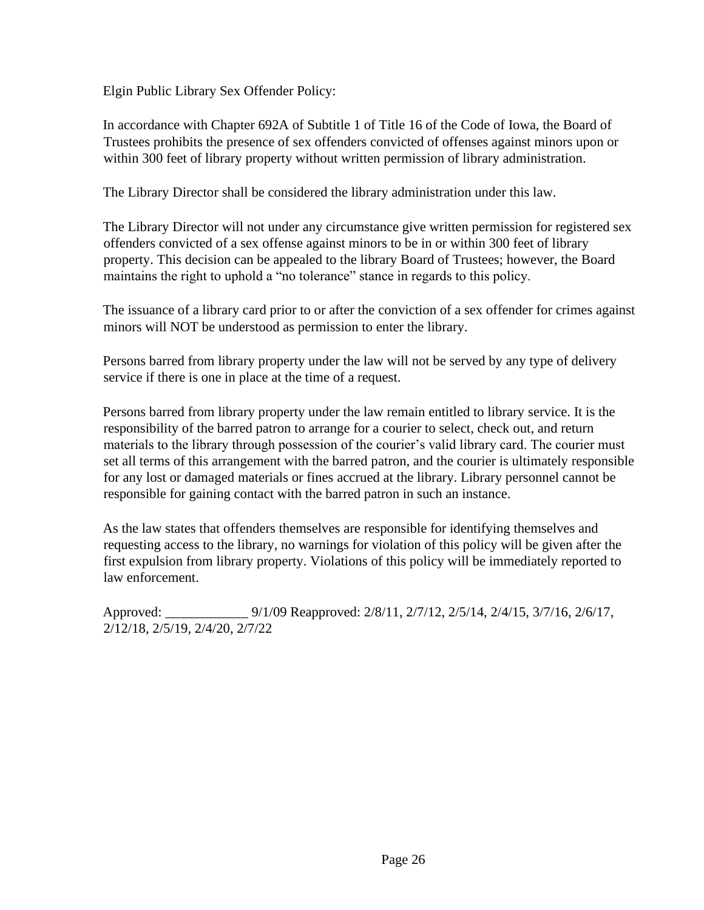Elgin Public Library Sex Offender Policy:

In accordance with Chapter 692A of Subtitle 1 of Title 16 of the Code of Iowa, the Board of Trustees prohibits the presence of sex offenders convicted of offenses against minors upon or within 300 feet of library property without written permission of library administration.

The Library Director shall be considered the library administration under this law.

The Library Director will not under any circumstance give written permission for registered sex offenders convicted of a sex offense against minors to be in or within 300 feet of library property. This decision can be appealed to the library Board of Trustees; however, the Board maintains the right to uphold a "no tolerance" stance in regards to this policy.

The issuance of a library card prior to or after the conviction of a sex offender for crimes against minors will NOT be understood as permission to enter the library.

Persons barred from library property under the law will not be served by any type of delivery service if there is one in place at the time of a request.

Persons barred from library property under the law remain entitled to library service. It is the responsibility of the barred patron to arrange for a courier to select, check out, and return materials to the library through possession of the courier's valid library card. The courier must set all terms of this arrangement with the barred patron, and the courier is ultimately responsible for any lost or damaged materials or fines accrued at the library. Library personnel cannot be responsible for gaining contact with the barred patron in such an instance.

As the law states that offenders themselves are responsible for identifying themselves and requesting access to the library, no warnings for violation of this policy will be given after the first expulsion from library property. Violations of this policy will be immediately reported to law enforcement.

Approved: ____________ 9/1/09 Reapproved: 2/8/11, 2/7/12, 2/5/14, 2/4/15, 3/7/16, 2/6/17, 2/12/18, 2/5/19, 2/4/20, 2/7/22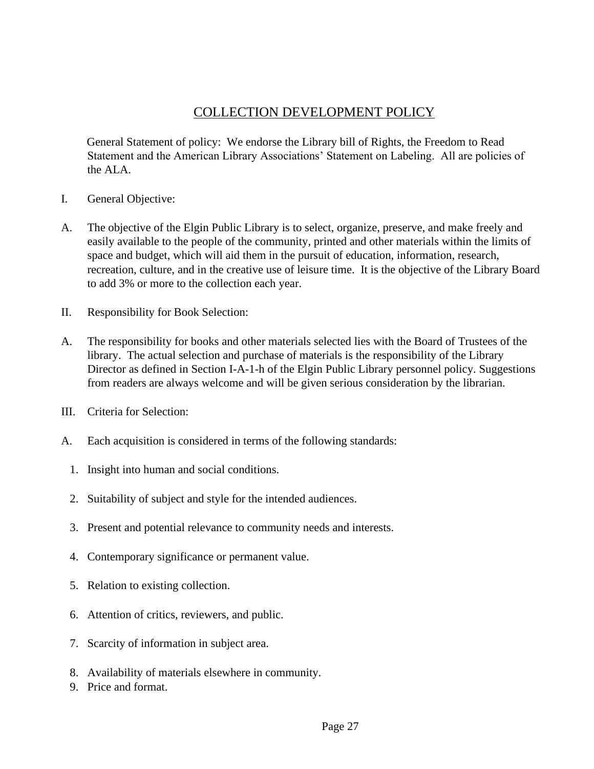# COLLECTION DEVELOPMENT POLICY

General Statement of policy: We endorse the Library bill of Rights, the Freedom to Read Statement and the American Library Associations' Statement on Labeling. All are policies of the ALA.

I. General Objective:

A. The objective of the Elgin Public Library is to select, organize, preserve, and make freely and easily available to the people of the community, printed and other materials within the limits of space and budget, which will aid them in the pursuit of education, information, research, recreation, culture, and in the creative use of leisure time. It is the objective of the Library Board to add 3% or more to the collection each year.

II. Responsibility for Book Selection:

A. The responsibility for books and other materials selected lies with the Board of Trustees of the library. The actual selection and purchase of materials is the responsibility of the Library Director as defined in Section I-A-1-h of the Elgin Public Library personnel policy. Suggestions from readers are always welcome and will be given serious consideration by the librarian.

III. Criteria for Selection:

A. Each acquisition is considered in terms of the following standards:

1. Insight into human and social conditions.
2. Suitability of subject and style for the intended audiences.
3. Present and potential relevance to community needs and interests.
4. Contemporary significance or permanent value.
5. Relation to existing collection.
6. Attention of critics, reviewers, and public.
7. Scarcity of information in subject area.
8. Availability of materials elsewhere in community.
9. Price and format.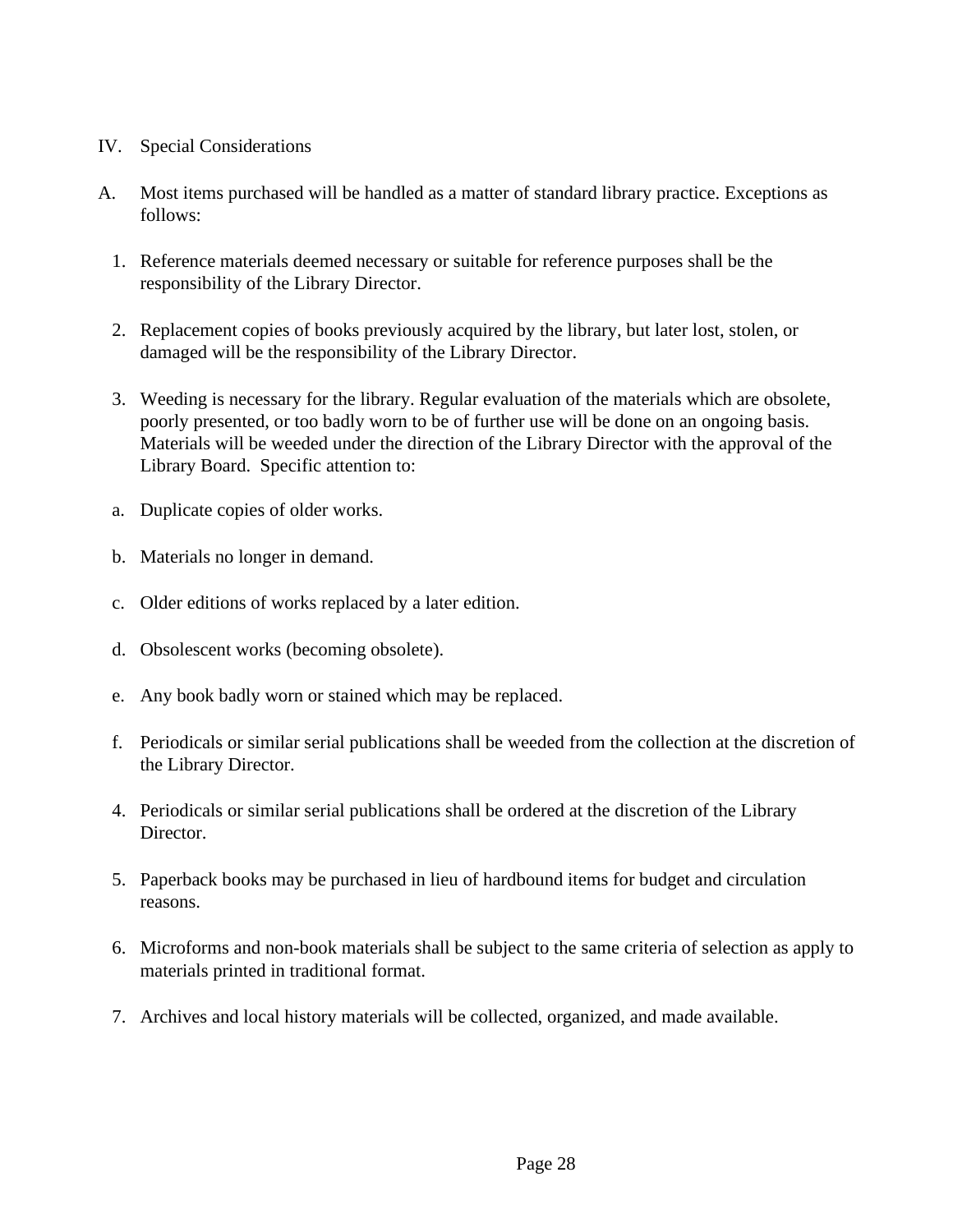## IV. Special Considerations

A. Most items purchased will be handled as a matter of standard library practice. Exceptions as follows:

1. Reference materials deemed necessary or suitable for reference purposes shall be the responsibility of the Library Director.

2. Replacement copies of books previously acquired by the library, but later lost, stolen, or damaged will be the responsibility of the Library Director.

3. Weeding is necessary for the library. Regular evaluation of the materials which are obsolete, poorly presented, or too badly worn to be of further use will be done on an ongoing basis. Materials will be weeded under the direction of the Library Director with the approval of the Library Board. Specific attention to:

   a. Duplicate copies of older works.

   b. Materials no longer in demand.

   c. Older editions of works replaced by a later edition.

   d. Obsolescent works (becoming obsolete).

   e. Any book badly worn or stained which may be replaced.

   f. Periodicals or similar serial publications shall be weeded from the collection at the discretion of the Library Director.

4. Periodicals or similar serial publications shall be ordered at the discretion of the Library Director.

5. Paperback books may be purchased in lieu of hardbound items for budget and circulation reasons.

6. Microforms and non-book materials shall be subject to the same criteria of selection as apply to materials printed in traditional format.

7. Archives and local history materials will be collected, organized, and made available.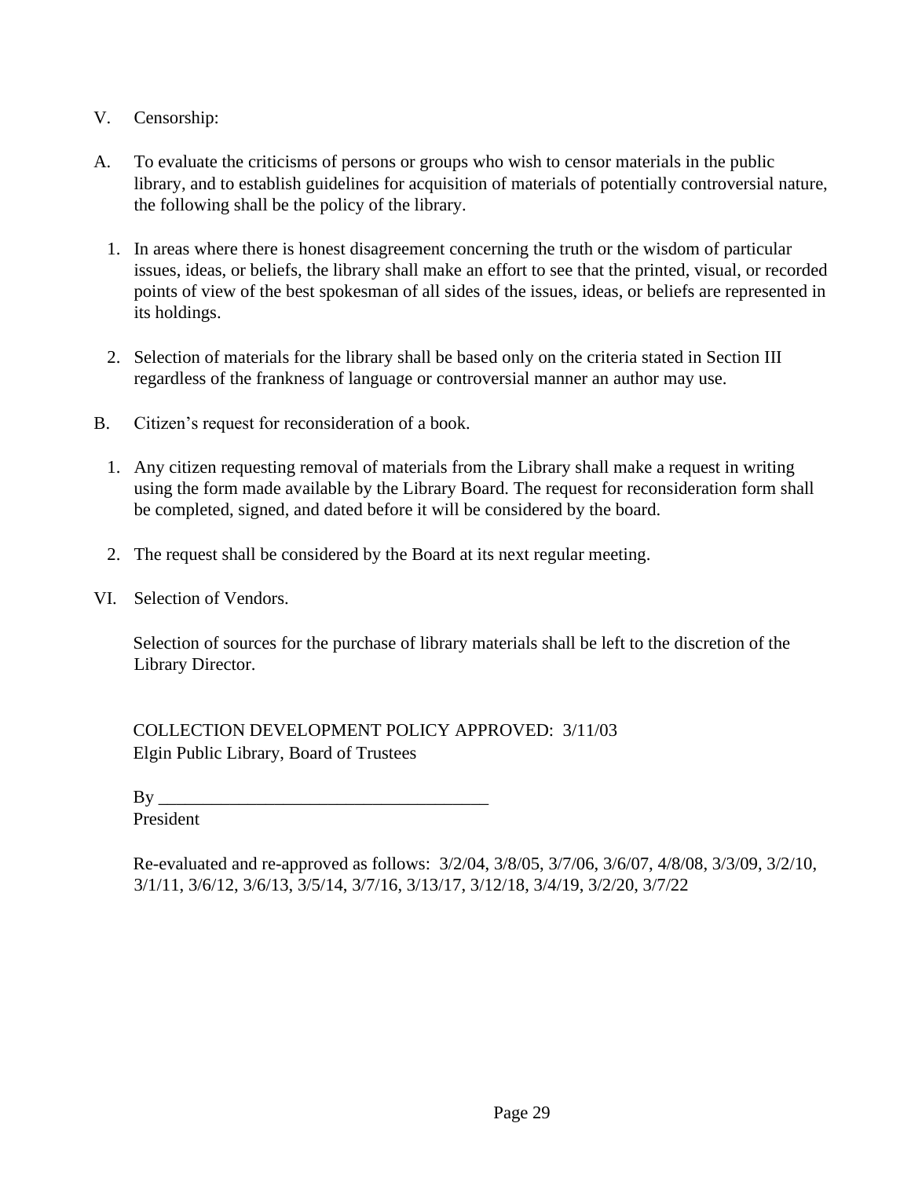V. Censorship:

A. To evaluate the criticisms of persons or groups who wish to censor materials in the public library, and to establish guidelines for acquisition of materials of potentially controversial nature, the following shall be the policy of the library.

1. In areas where there is honest disagreement concerning the truth or the wisdom of particular issues, ideas, or beliefs, the library shall make an effort to see that the printed, visual, or recorded points of view of the best spokesman of all sides of the issues, ideas, or beliefs are represented in its holdings.

2. Selection of materials for the library shall be based only on the criteria stated in Section III regardless of the frankness of language or controversial manner an author may use.

B. Citizen's request for reconsideration of a book.

1. Any citizen requesting removal of materials from the Library shall make a request in writing using the form made available by the Library Board. The request for reconsideration form shall be completed, signed, and dated before it will be considered by the board.

2. The request shall be considered by the Board at its next regular meeting.

VI. Selection of Vendors.

Selection of sources for the purchase of library materials shall be left to the discretion of the Library Director.

COLLECTION DEVELOPMENT POLICY APPROVED: 3/11/03
Elgin Public Library, Board of Trustees

By ____________________________________
President

Re-evaluated and re-approved as follows: 3/2/04, 3/8/05, 3/7/06, 3/6/07, 4/8/08, 3/3/09, 3/2/10, 3/1/11, 3/6/12, 3/6/13, 3/5/14, 3/7/16, 3/13/17, 3/12/18, 3/4/19, 3/2/20, 3/7/22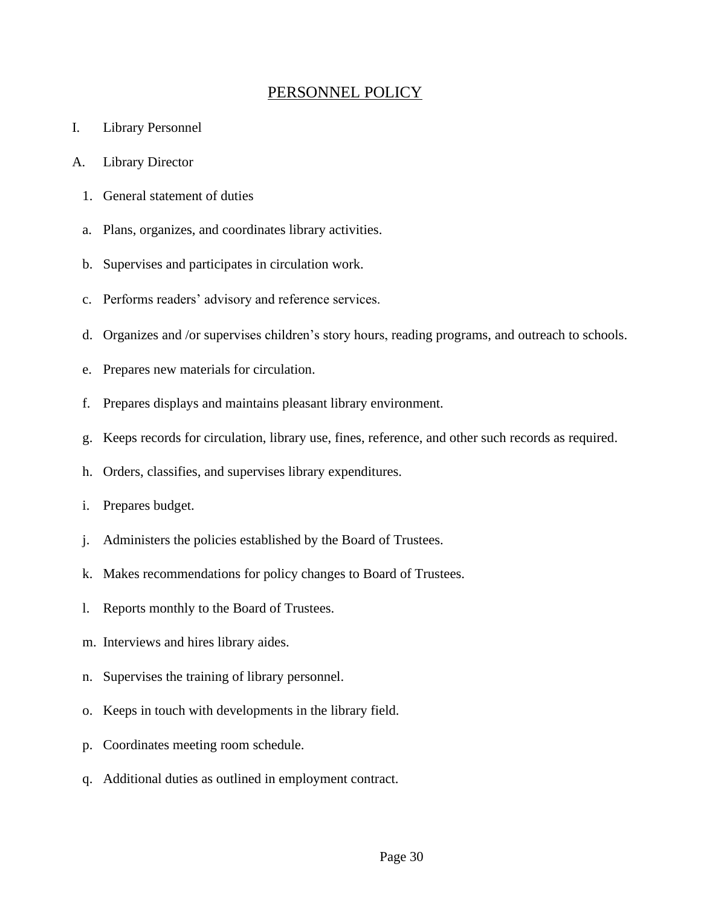## PERSONNEL POLICY

I. Library Personnel

A. Library Director

1. General statement of duties

   a. Plans, organizes, and coordinates library activities.

   b. Supervises and participates in circulation work.

   c. Performs readers' advisory and reference services.

   d. Organizes and /or supervises children's story hours, reading programs, and outreach to schools.

   e. Prepares new materials for circulation.

   f. Prepares displays and maintains pleasant library environment.

   g. Keeps records for circulation, library use, fines, reference, and other such records as required.

   h. Orders, classifies, and supervises library expenditures.

   i. Prepares budget.

   j. Administers the policies established by the Board of Trustees.

   k. Makes recommendations for policy changes to Board of Trustees.

   l. Reports monthly to the Board of Trustees.

   m. Interviews and hires library aides.

   n. Supervises the training of library personnel.

   o. Keeps in touch with developments in the library field.

   p. Coordinates meeting room schedule.

   q. Additional duties as outlined in employment contract.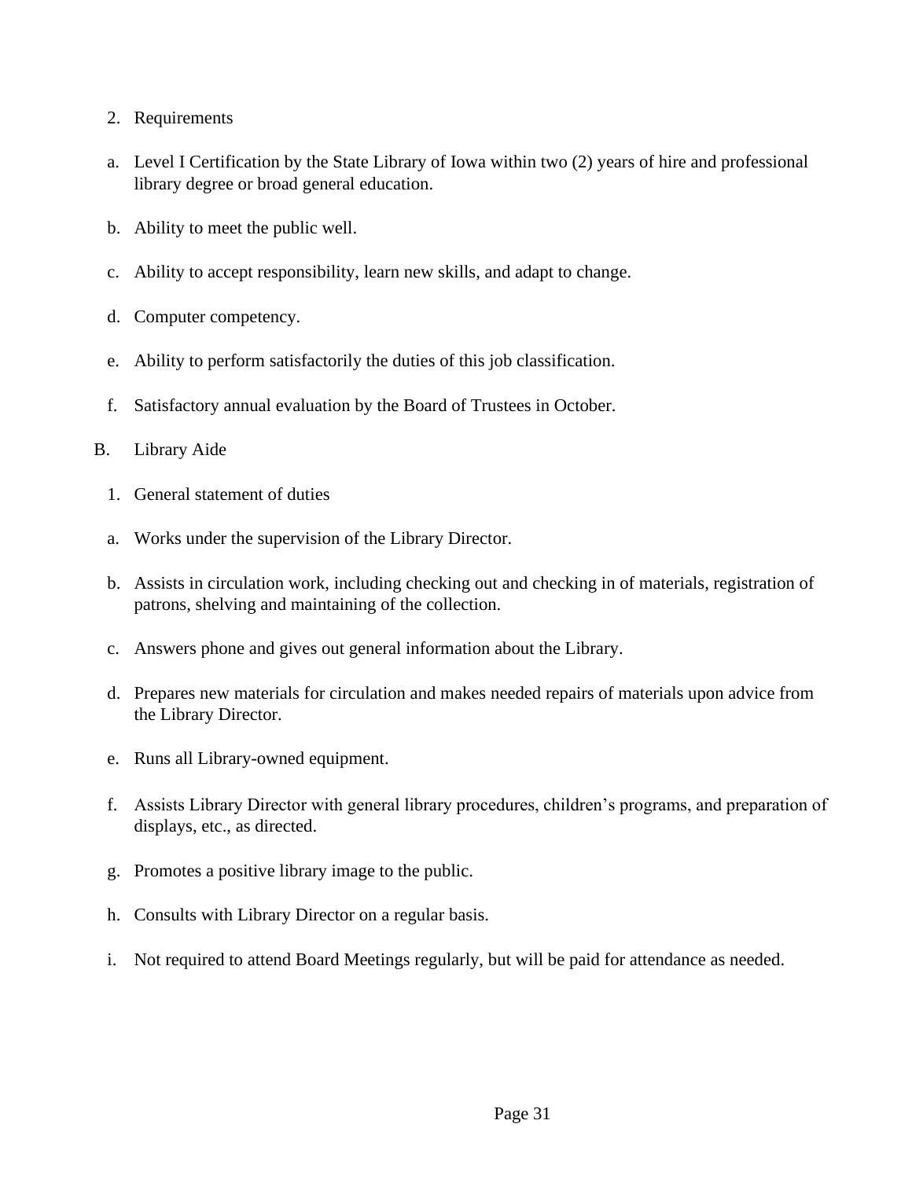2. Requirements

a. Level I Certification by the State Library of Iowa within two (2) years of hire and professional library degree or broad general education.

b. Ability to meet the public well.

c. Ability to accept responsibility, learn new skills, and adapt to change.

d. Computer competency.

e. Ability to perform satisfactorily the duties of this job classification.

f. Satisfactory annual evaluation by the Board of Trustees in October.

B. Library Aide

1. General statement of duties

a. Works under the supervision of the Library Director.

b. Assists in circulation work, including checking out and checking in of materials, registration of patrons, shelving and maintaining of the collection.

c. Answers phone and gives out general information about the Library.

d. Prepares new materials for circulation and makes needed repairs of materials upon advice from the Library Director.

e. Runs all Library-owned equipment.

f. Assists Library Director with general library procedures, children's programs, and preparation of displays, etc., as directed.

g. Promotes a positive library image to the public.

h. Consults with Library Director on a regular basis.

i. Not required to attend Board Meetings regularly, but will be paid for attendance as needed.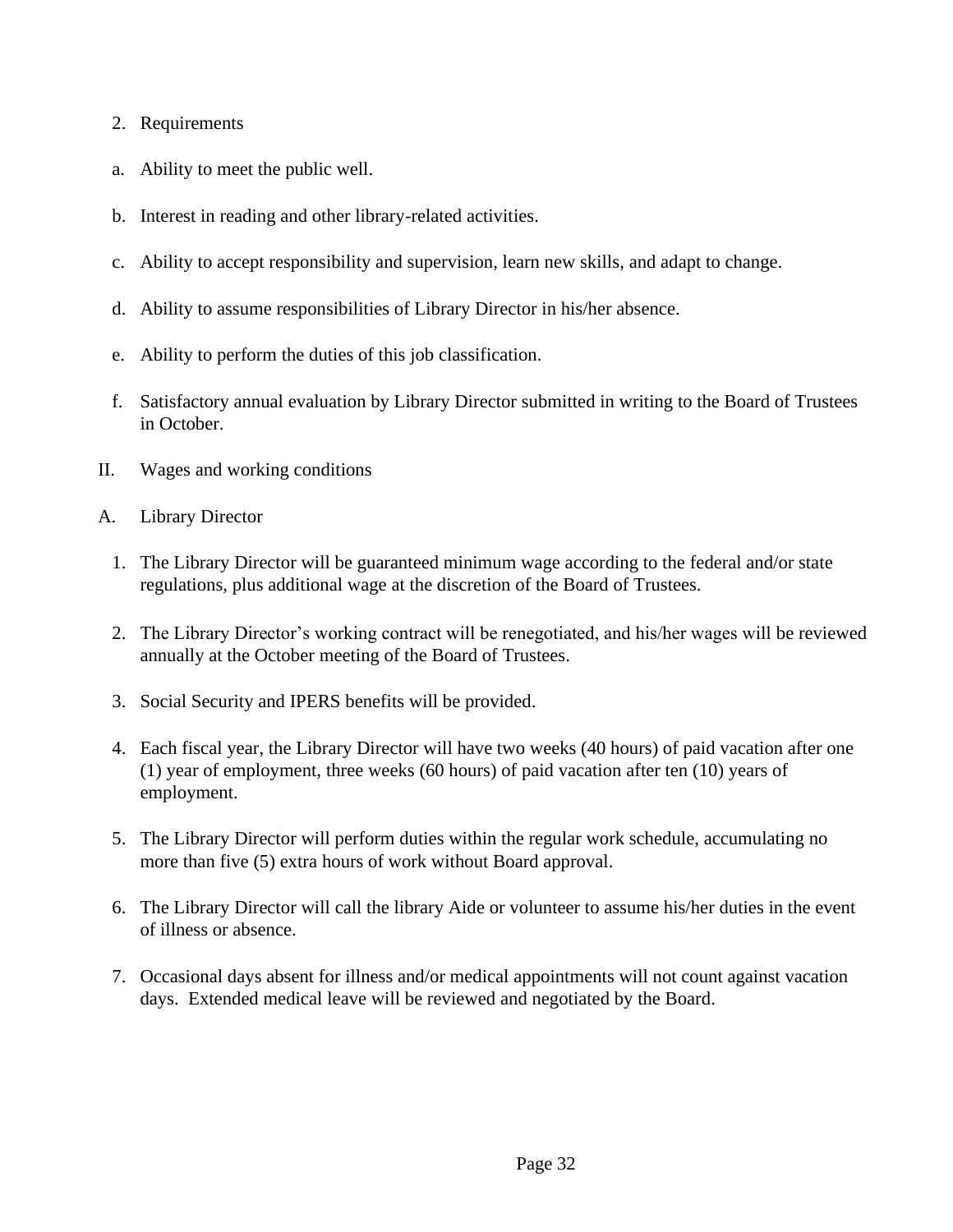2. Requirements

a. Ability to meet the public well.

b. Interest in reading and other library-related activities.

c. Ability to accept responsibility and supervision, learn new skills, and adapt to change.

d. Ability to assume responsibilities of Library Director in his/her absence.

e. Ability to perform the duties of this job classification.

f. Satisfactory annual evaluation by Library Director submitted in writing to the Board of Trustees in October.

II. Wages and working conditions

A. Library Director

1. The Library Director will be guaranteed minimum wage according to the federal and/or state regulations, plus additional wage at the discretion of the Board of Trustees.

2. The Library Director's working contract will be renegotiated, and his/her wages will be reviewed annually at the October meeting of the Board of Trustees.

3. Social Security and IPERS benefits will be provided.

4. Each fiscal year, the Library Director will have two weeks (40 hours) of paid vacation after one (1) year of employment, three weeks (60 hours) of paid vacation after ten (10) years of employment.

5. The Library Director will perform duties within the regular work schedule, accumulating no more than five (5) extra hours of work without Board approval.

6. The Library Director will call the library Aide or volunteer to assume his/her duties in the event of illness or absence.

7. Occasional days absent for illness and/or medical appointments will not count against vacation days. Extended medical leave will be reviewed and negotiated by the Board.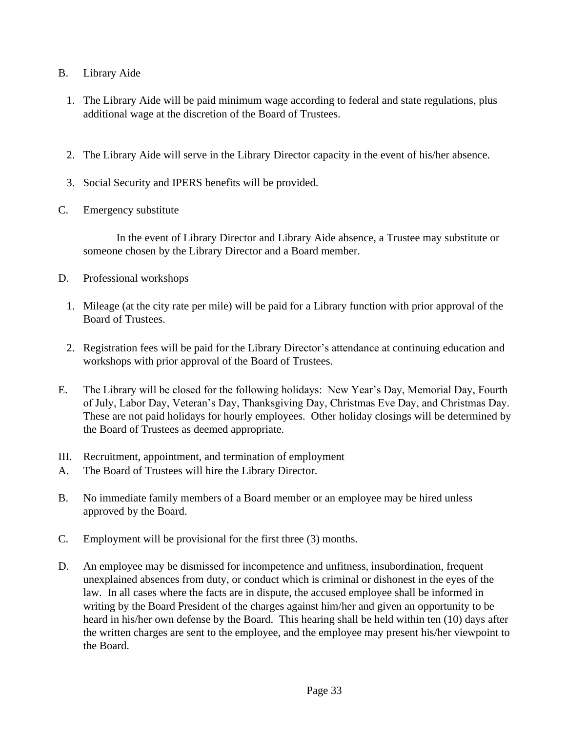B. Library Aide

1. The Library Aide will be paid minimum wage according to federal and state regulations, plus additional wage at the discretion of the Board of Trustees.

2. The Library Aide will serve in the Library Director capacity in the event of his/her absence.

3. Social Security and IPERS benefits will be provided.

C. Emergency substitute

In the event of Library Director and Library Aide absence, a Trustee may substitute or someone chosen by the Library Director and a Board member.

D. Professional workshops

1. Mileage (at the city rate per mile) will be paid for a Library function with prior approval of the Board of Trustees.

2. Registration fees will be paid for the Library Director's attendance at continuing education and workshops with prior approval of the Board of Trustees.

E. The Library will be closed for the following holidays: New Year's Day, Memorial Day, Fourth of July, Labor Day, Veteran's Day, Thanksgiving Day, Christmas Eve Day, and Christmas Day. These are not paid holidays for hourly employees. Other holiday closings will be determined by the Board of Trustees as deemed appropriate.

III. Recruitment, appointment, and termination of employment

A. The Board of Trustees will hire the Library Director.

B. No immediate family members of a Board member or an employee may be hired unless approved by the Board.

C. Employment will be provisional for the first three (3) months.

D. An employee may be dismissed for incompetence and unfitness, insubordination, frequent unexplained absences from duty, or conduct which is criminal or dishonest in the eyes of the law. In all cases where the facts are in dispute, the accused employee shall be informed in writing by the Board President of the charges against him/her and given an opportunity to be heard in his/her own defense by the Board. This hearing shall be held within ten (10) days after the written charges are sent to the employee, and the employee may present his/her viewpoint to the Board.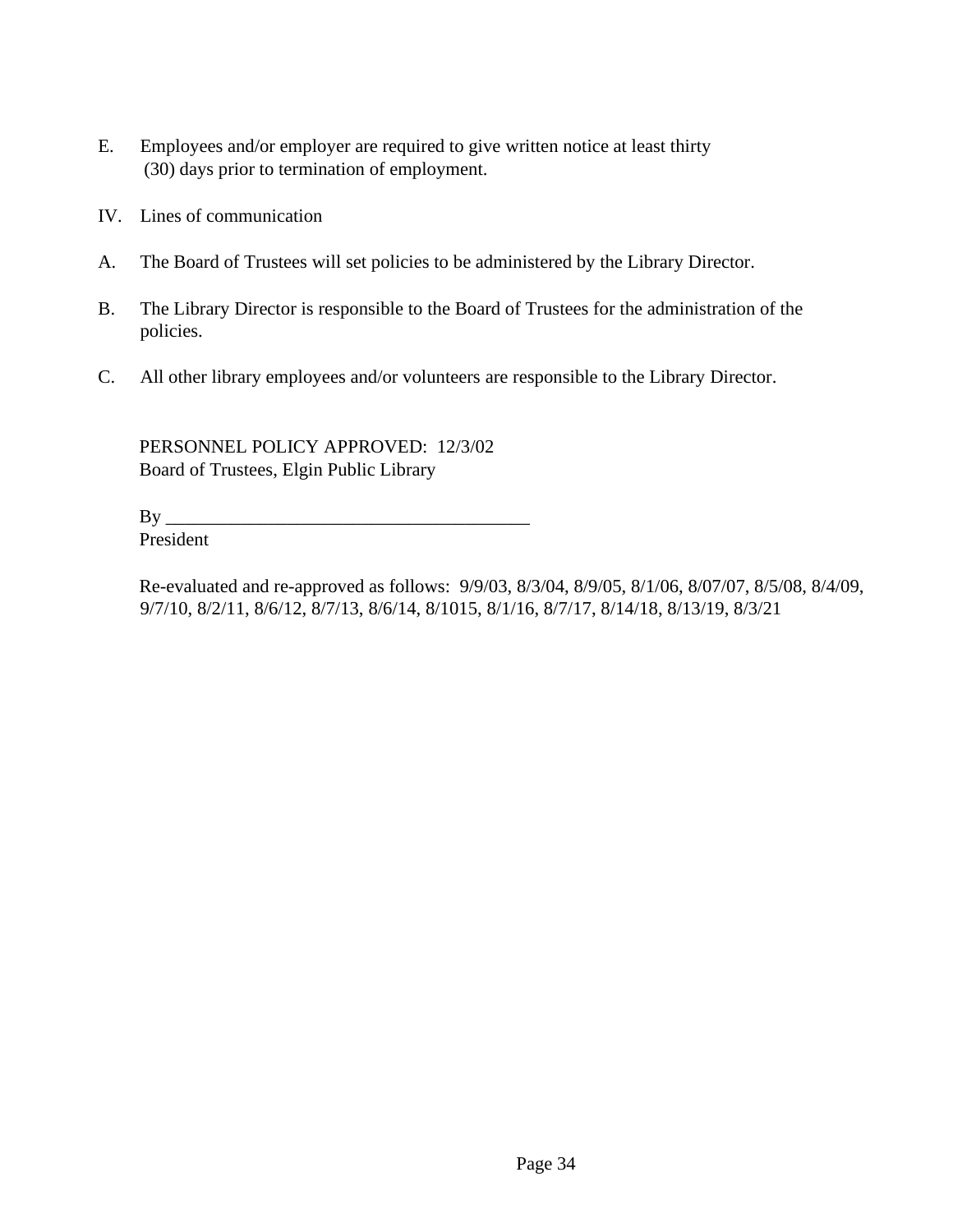E. Employees and/or employer are required to give written notice at least thirty (30) days prior to termination of employment.

IV. Lines of communication

A. The Board of Trustees will set policies to be administered by the Library Director.

B. The Library Director is responsible to the Board of Trustees for the administration of the policies.

C. All other library employees and/or volunteers are responsible to the Library Director.

PERSONNEL POLICY APPROVED: 12/3/02
Board of Trustees, Elgin Public Library

By ________________________________________
President

Re-evaluated and re-approved as follows: 9/9/03, 8/3/04, 8/9/05, 8/1/06, 8/07/07, 8/5/08, 8/4/09, 9/7/10, 8/2/11, 8/6/12, 8/7/13, 8/6/14, 8/1015, 8/1/16, 8/7/17, 8/14/18, 8/13/19, 8/3/21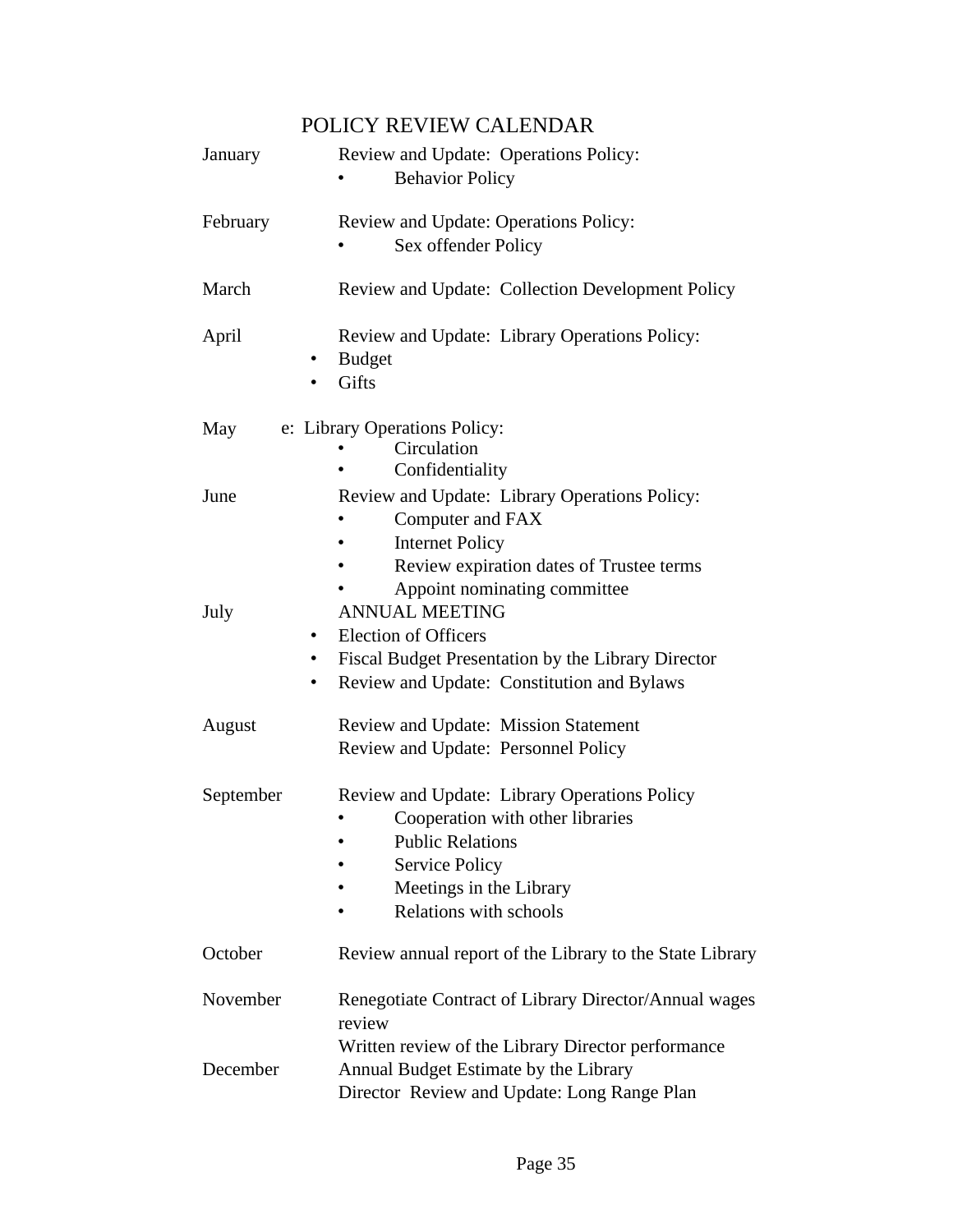# POLICY REVIEW CALENDAR

**January**

Review and Update: Operations Policy:

- Behavior Policy

**February**

Review and Update: Operations Policy:

- Sex offender Policy

**March**

Review and Update: Collection Development Policy

**April**

Review and Update: Library Operations Policy:

- Budget
- Gifts

**May**

e: Library Operations Policy:

- Circulation
- Confidentiality

**June**

Review and Update: Library Operations Policy:

- Computer and FAX
- Internet Policy
- Review expiration dates of Trustee terms
- Appoint nominating committee

**July**

ANNUAL MEETING

- Election of Officers
- Fiscal Budget Presentation by the Library Director
- Review and Update: Constitution and Bylaws

**August**

Review and Update: Mission Statement
Review and Update: Personnel Policy

**September**

Review and Update: Library Operations Policy

- Cooperation with other libraries
- Public Relations
- Service Policy
- Meetings in the Library
- Relations with schools

**October**

Review annual report of the Library to the State Library

**November**

Renegotiate Contract of Library Director/Annual wages review
Written review of the Library Director performance

**December**

Annual Budget Estimate by the Library Director Review and Update: Long Range Plan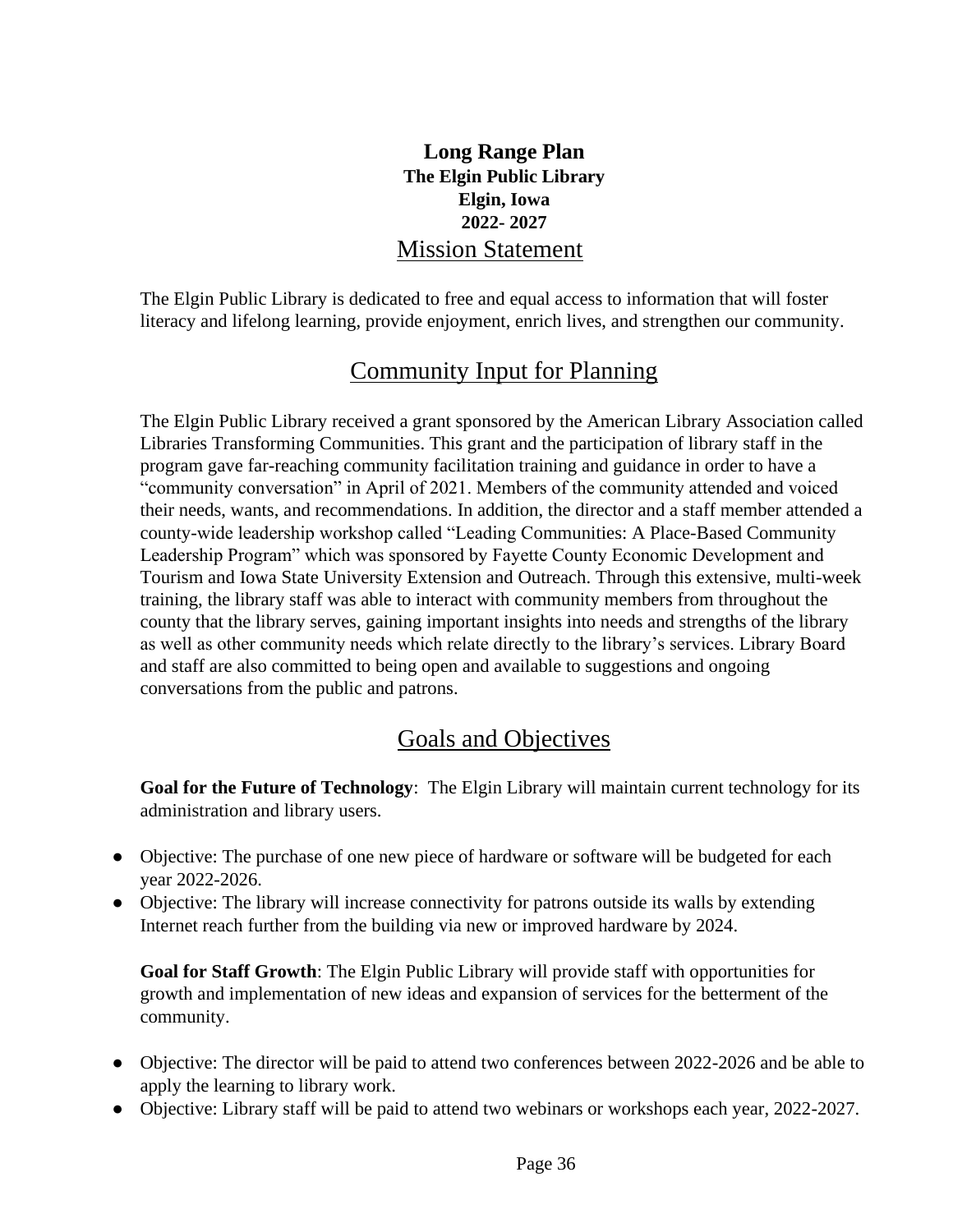# Long Range Plan

**The Elgin Public Library**
**Elgin, Iowa**
**2022- 2027**

## Mission Statement

The Elgin Public Library is dedicated to free and equal access to information that will foster literacy and lifelong learning, provide enjoyment, enrich lives, and strengthen our community.

## Community Input for Planning

The Elgin Public Library received a grant sponsored by the American Library Association called Libraries Transforming Communities. This grant and the participation of library staff in the program gave far-reaching community facilitation training and guidance in order to have a "community conversation" in April of 2021. Members of the community attended and voiced their needs, wants, and recommendations. In addition, the director and a staff member attended a county-wide leadership workshop called "Leading Communities: A Place-Based Community Leadership Program" which was sponsored by Fayette County Economic Development and Tourism and Iowa State University Extension and Outreach. Through this extensive, multi-week training, the library staff was able to interact with community members from throughout the county that the library serves, gaining important insights into needs and strengths of the library as well as other community needs which relate directly to the library's services. Library Board and staff are also committed to being open and available to suggestions and ongoing conversations from the public and patrons.

## Goals and Objectives

**Goal for the Future of Technology**: The Elgin Library will maintain current technology for its administration and library users.

- Objective: The purchase of one new piece of hardware or software will be budgeted for each year 2022-2026.
- Objective: The library will increase connectivity for patrons outside its walls by extending Internet reach further from the building via new or improved hardware by 2024.

**Goal for Staff Growth**: The Elgin Public Library will provide staff with opportunities for growth and implementation of new ideas and expansion of services for the betterment of the community.

- Objective: The director will be paid to attend two conferences between 2022-2026 and be able to apply the learning to library work.
- Objective: Library staff will be paid to attend two webinars or workshops each year, 2022-2027.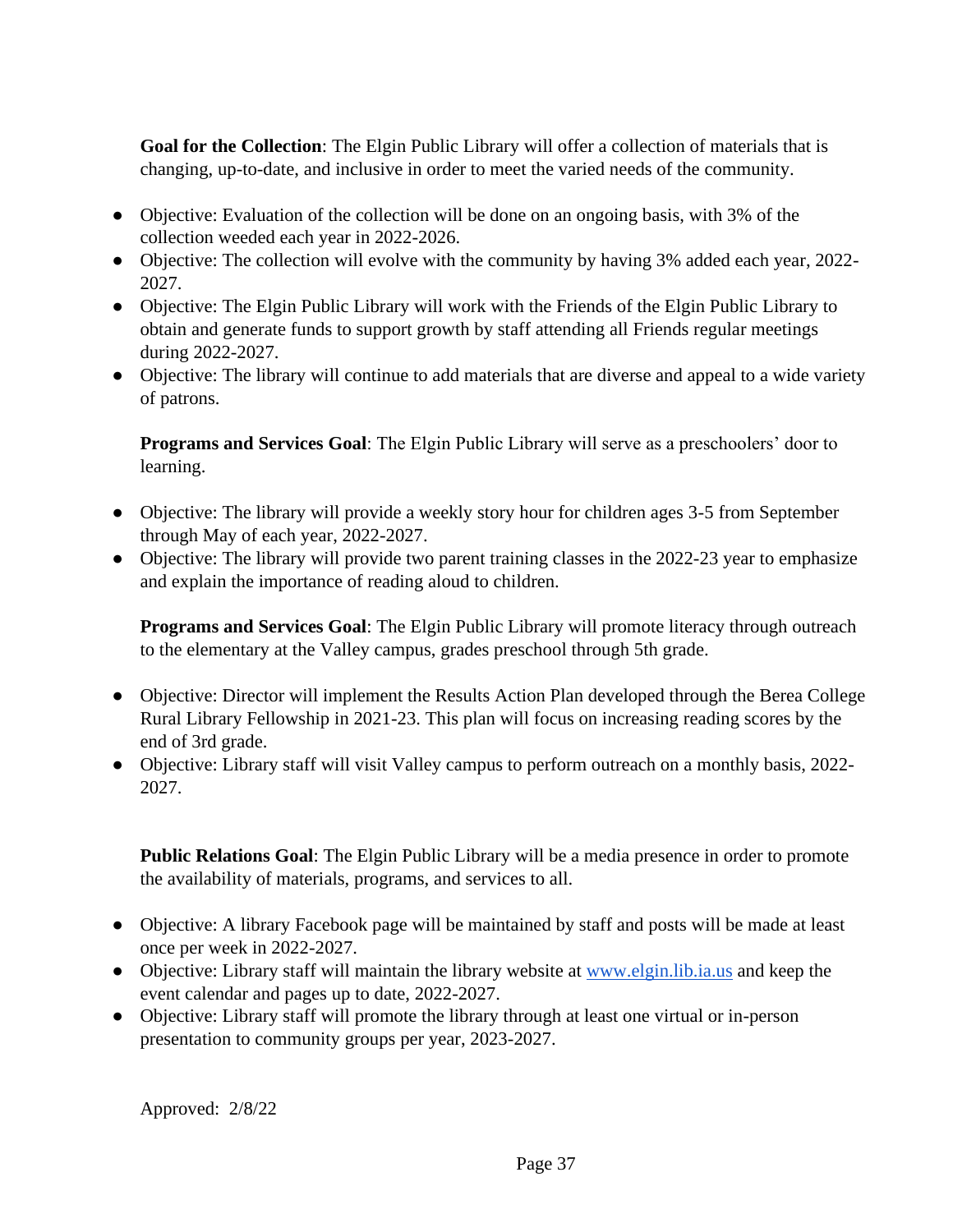**Goal for the Collection**: The Elgin Public Library will offer a collection of materials that is changing, up-to-date, and inclusive in order to meet the varied needs of the community.

- Objective: Evaluation of the collection will be done on an ongoing basis, with 3% of the collection weeded each year in 2022-2026.
- Objective: The collection will evolve with the community by having 3% added each year, 2022-2027.
- Objective: The Elgin Public Library will work with the Friends of the Elgin Public Library to obtain and generate funds to support growth by staff attending all Friends regular meetings during 2022-2027.
- Objective: The library will continue to add materials that are diverse and appeal to a wide variety of patrons.

**Programs and Services Goal**: The Elgin Public Library will serve as a preschoolers' door to learning.

- Objective: The library will provide a weekly story hour for children ages 3-5 from September through May of each year, 2022-2027.
- Objective: The library will provide two parent training classes in the 2022-23 year to emphasize and explain the importance of reading aloud to children.

**Programs and Services Goal**: The Elgin Public Library will promote literacy through outreach to the elementary at the Valley campus, grades preschool through 5th grade.

- Objective: Director will implement the Results Action Plan developed through the Berea College Rural Library Fellowship in 2021-23. This plan will focus on increasing reading scores by the end of 3rd grade.
- Objective: Library staff will visit Valley campus to perform outreach on a monthly basis, 2022-2027.

**Public Relations Goal**: The Elgin Public Library will be a media presence in order to promote the availability of materials, programs, and services to all.

- Objective: A library Facebook page will be maintained by staff and posts will be made at least once per week in 2022-2027.
- Objective: Library staff will maintain the library website at [www.elgin.lib.ia.us](http://www.elgin.lib.ia.us) and keep the event calendar and pages up to date, 2022-2027.
- Objective: Library staff will promote the library through at least one virtual or in-person presentation to community groups per year, 2023-2027.

Approved: 2/8/22